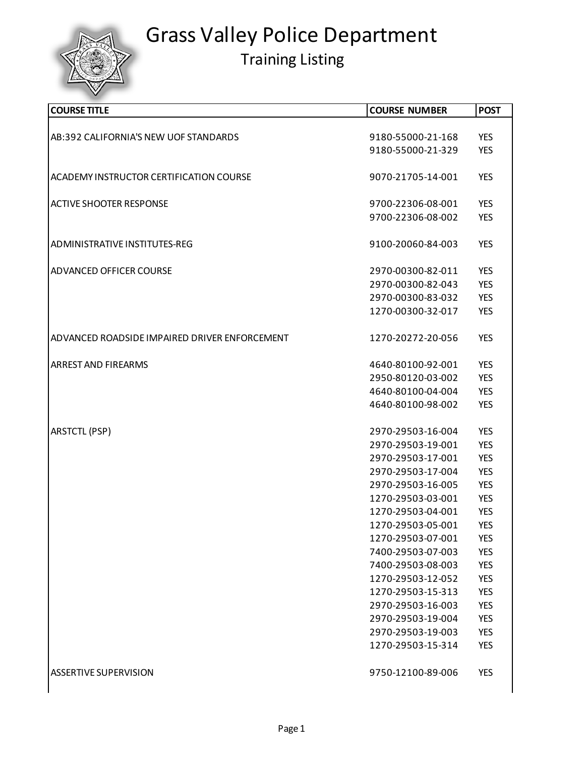# Grass Valley Police Department

## Training Listing

| COURSE TITLE | COURSE NUMBER | POST |
|---|---|---|
| AB:392 CALIFORNIA'S NEW UOF STANDARDS | 9180-55000-21-168 | YES |
| | 9180-55000-21-329 | YES |
| ACADEMY INSTRUCTOR CERTIFICATION COURSE | 9070-21705-14-001 | YES |
| ACTIVE SHOOTER RESPONSE | 9700-22306-08-001 | YES |
| | 9700-22306-08-002 | YES |
| ADMINISTRATIVE INSTITUTES-REG | 9100-20060-84-003 | YES |
| ADVANCED OFFICER COURSE | 2970-00300-82-011 | YES |
| | 2970-00300-82-043 | YES |
| | 2970-00300-83-032 | YES |
| | 1270-00300-32-017 | YES |
| ADVANCED ROADSIDE IMPAIRED DRIVER ENFORCEMENT | 1270-20272-20-056 | YES |
| ARREST AND FIREARMS | 4640-80100-92-001 | YES |
| | 2950-80120-03-002 | YES |
| | 4640-80100-04-004 | YES |
| | 4640-80100-98-002 | YES |
| ARSTCTL (PSP) | 2970-29503-16-004 | YES |
| | 2970-29503-19-001 | YES |
| | 2970-29503-17-001 | YES |
| | 2970-29503-17-004 | YES |
| | 2970-29503-16-005 | YES |
| | 1270-29503-03-001 | YES |
| | 1270-29503-04-001 | YES |
| | 1270-29503-05-001 | YES |
| | 1270-29503-07-001 | YES |
| | 7400-29503-07-003 | YES |
| | 7400-29503-08-003 | YES |
| | 1270-29503-12-052 | YES |
| | 1270-29503-15-313 | YES |
| | 2970-29503-16-003 | YES |
| | 2970-29503-19-004 | YES |
| | 2970-29503-19-003 | YES |
| | 1270-29503-15-314 | YES |
| ASSERTIVE SUPERVISION | 9750-12100-89-006 | YES |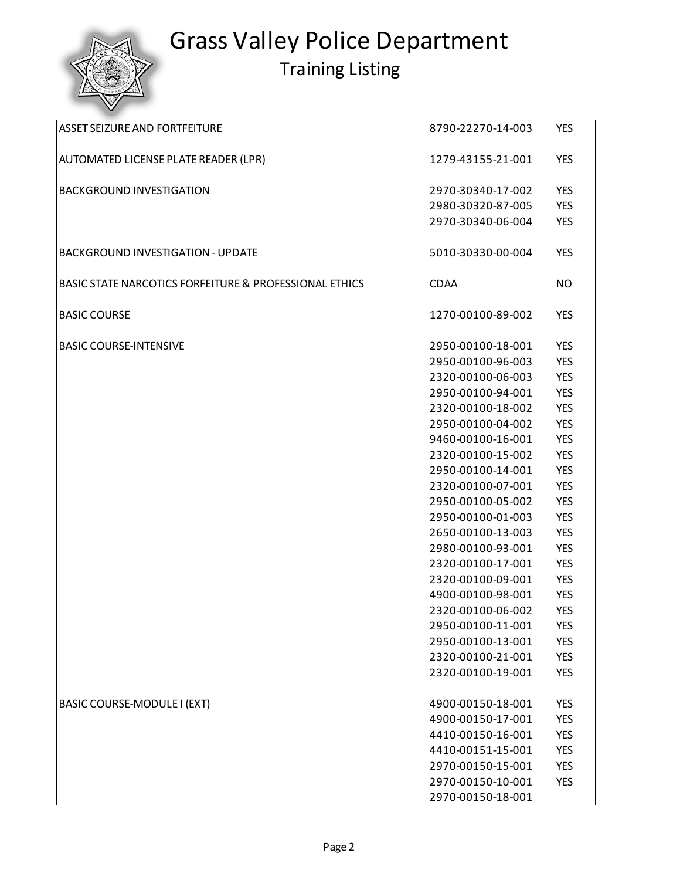# Grass Valley Police Department

## Training Listing

| Course | Number | Certified |
|---|---|---|
| ASSET SEIZURE AND FORTFEITURE | 8790-22270-14-003 | YES |
| AUTOMATED LICENSE PLATE READER (LPR) | 1279-43155-21-001 | YES |
| BACKGROUND INVESTIGATION | 2970-30340-17-002 | YES |
| | 2980-30320-87-005 | YES |
| | 2970-30340-06-004 | YES |
| BACKGROUND INVESTIGATION - UPDATE | 5010-30330-00-004 | YES |
| BASIC STATE NARCOTICS FORFEITURE & PROFESSIONAL ETHICS | CDAA | NO |
| BASIC COURSE | 1270-00100-89-002 | YES |
| BASIC COURSE-INTENSIVE | 2950-00100-18-001 | YES |
| | 2950-00100-96-003 | YES |
| | 2320-00100-06-003 | YES |
| | 2950-00100-94-001 | YES |
| | 2320-00100-18-002 | YES |
| | 2950-00100-04-002 | YES |
| | 9460-00100-16-001 | YES |
| | 2320-00100-15-002 | YES |
| | 2950-00100-14-001 | YES |
| | 2320-00100-07-001 | YES |
| | 2950-00100-05-002 | YES |
| | 2950-00100-01-003 | YES |
| | 2650-00100-13-003 | YES |
| | 2980-00100-93-001 | YES |
| | 2320-00100-17-001 | YES |
| | 2320-00100-09-001 | YES |
| | 4900-00100-98-001 | YES |
| | 2320-00100-06-002 | YES |
| | 2950-00100-11-001 | YES |
| | 2950-00100-13-001 | YES |
| | 2320-00100-21-001 | YES |
| | 2320-00100-19-001 | YES |
| BASIC COURSE-MODULE I (EXT) | 4900-00150-18-001 | YES |
| | 4900-00150-17-001 | YES |
| | 4410-00150-16-001 | YES |
| | 4410-00151-15-001 | YES |
| | 2970-00150-15-001 | YES |
| | 2970-00150-10-001 | YES |
| | 2970-00150-18-001 | |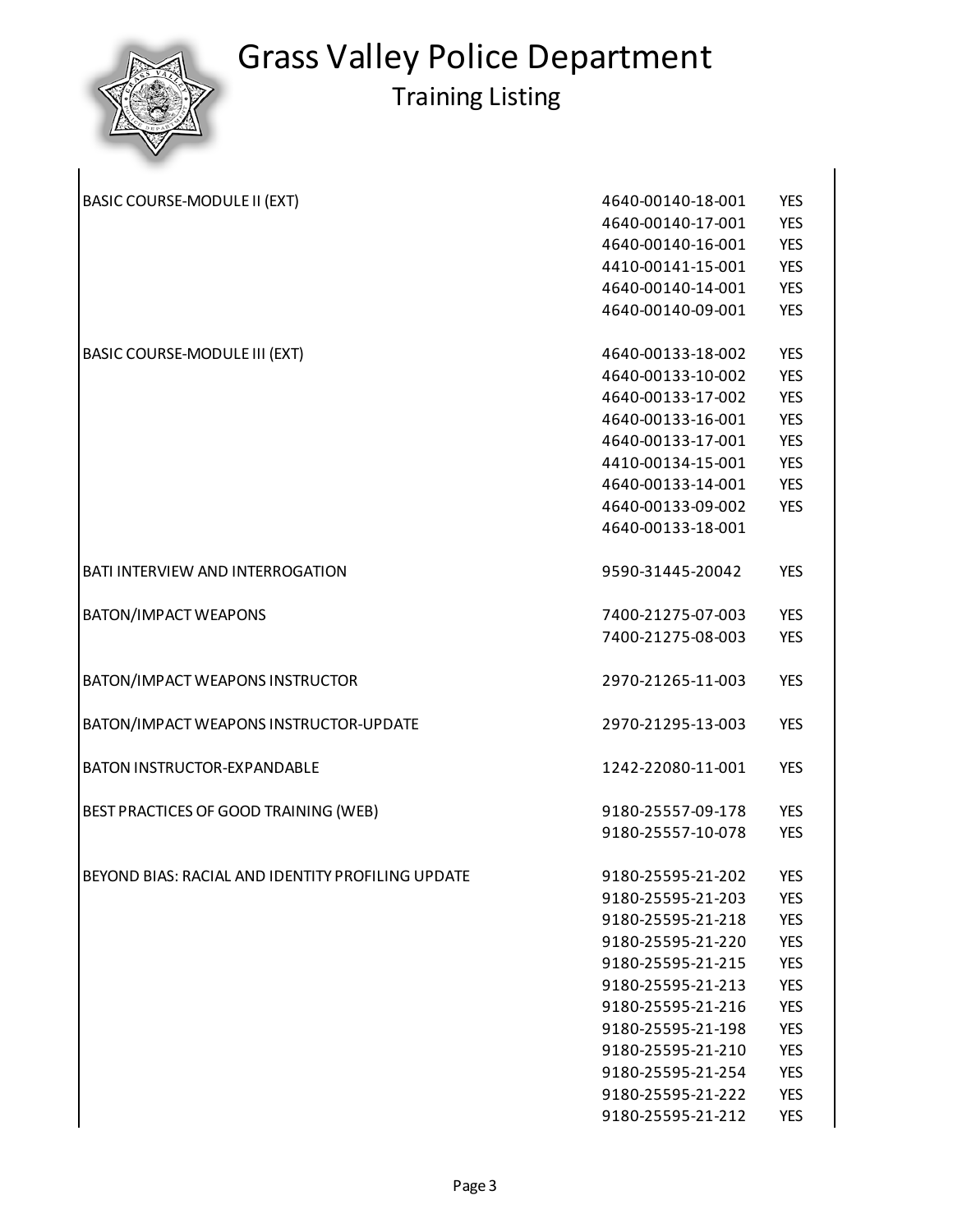# Grass Valley Police Department

## Training Listing

| | | |
|---|---|---|
| BASIC COURSE-MODULE II (EXT) | 4640-00140-18-001 | YES |
| | 4640-00140-17-001 | YES |
| | 4640-00140-16-001 | YES |
| | 4410-00141-15-001 | YES |
| | 4640-00140-14-001 | YES |
| | 4640-00140-09-001 | YES |
| BASIC COURSE-MODULE III (EXT) | 4640-00133-18-002 | YES |
| | 4640-00133-10-002 | YES |
| | 4640-00133-17-002 | YES |
| | 4640-00133-16-001 | YES |
| | 4640-00133-17-001 | YES |
| | 4410-00134-15-001 | YES |
| | 4640-00133-14-001 | YES |
| | 4640-00133-09-002 | YES |
| | 4640-00133-18-001 | |
| BATI INTERVIEW AND INTERROGATION | 9590-31445-20042 | YES |
| BATON/IMPACT WEAPONS | 7400-21275-07-003 | YES |
| | 7400-21275-08-003 | YES |
| BATON/IMPACT WEAPONS INSTRUCTOR | 2970-21265-11-003 | YES |
| BATON/IMPACT WEAPONS INSTRUCTOR-UPDATE | 2970-21295-13-003 | YES |
| BATON INSTRUCTOR-EXPANDABLE | 1242-22080-11-001 | YES |
| BEST PRACTICES OF GOOD TRAINING (WEB) | 9180-25557-09-178 | YES |
| | 9180-25557-10-078 | YES |
| BEYOND BIAS: RACIAL AND IDENTITY PROFILING UPDATE | 9180-25595-21-202 | YES |
| | 9180-25595-21-203 | YES |
| | 9180-25595-21-218 | YES |
| | 9180-25595-21-220 | YES |
| | 9180-25595-21-215 | YES |
| | 9180-25595-21-213 | YES |
| | 9180-25595-21-216 | YES |
| | 9180-25595-21-198 | YES |
| | 9180-25595-21-210 | YES |
| | 9180-25595-21-254 | YES |
| | 9180-25595-21-222 | YES |
| | 9180-25595-21-212 | YES |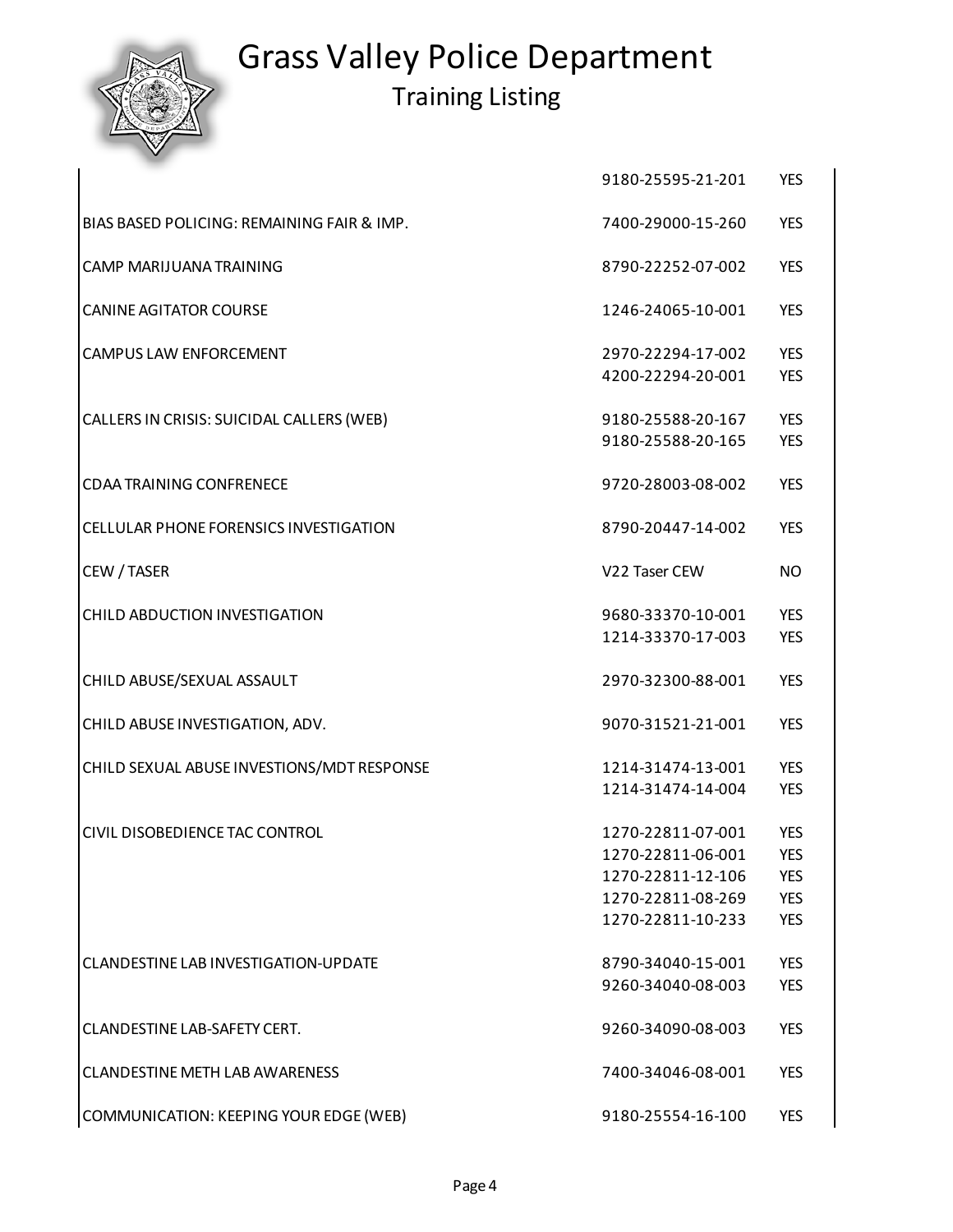# Grass Valley Police Department

## Training Listing

| | | |
|---|---|---|
| | 9180-25595-21-201 | YES |
| BIAS BASED POLICING: REMAINING FAIR & IMP. | 7400-29000-15-260 | YES |
| CAMP MARIJUANA TRAINING | 8790-22252-07-002 | YES |
| CANINE AGITATOR COURSE | 1246-24065-10-001 | YES |
| CAMPUS LAW ENFORCEMENT | 2970-22294-17-002 | YES |
| | 4200-22294-20-001 | YES |
| CALLERS IN CRISIS: SUICIDAL CALLERS (WEB) | 9180-25588-20-167 | YES |
| | 9180-25588-20-165 | YES |
| CDAA TRAINING CONFRENECE | 9720-28003-08-002 | YES |
| CELLULAR PHONE FORENSICS INVESTIGATION | 8790-20447-14-002 | YES |
| CEW / TASER | V22 Taser CEW | NO |
| CHILD ABDUCTION INVESTIGATION | 9680-33370-10-001 | YES |
| | 1214-33370-17-003 | YES |
| CHILD ABUSE/SEXUAL ASSAULT | 2970-32300-88-001 | YES |
| CHILD ABUSE INVESTIGATION, ADV. | 9070-31521-21-001 | YES |
| CHILD SEXUAL ABUSE INVESTIONS/MDT RESPONSE | 1214-31474-13-001 | YES |
| | 1214-31474-14-004 | YES |
| CIVIL DISOBEDIENCE TAC CONTROL | 1270-22811-07-001 | YES |
| | 1270-22811-06-001 | YES |
| | 1270-22811-12-106 | YES |
| | 1270-22811-08-269 | YES |
| | 1270-22811-10-233 | YES |
| CLANDESTINE LAB INVESTIGATION-UPDATE | 8790-34040-15-001 | YES |
| | 9260-34040-08-003 | YES |
| CLANDESTINE LAB-SAFETY CERT. | 9260-34090-08-003 | YES |
| CLANDESTINE METH LAB AWARENESS | 7400-34046-08-001 | YES |
| COMMUNICATION: KEEPING YOUR EDGE (WEB) | 9180-25554-16-100 | YES |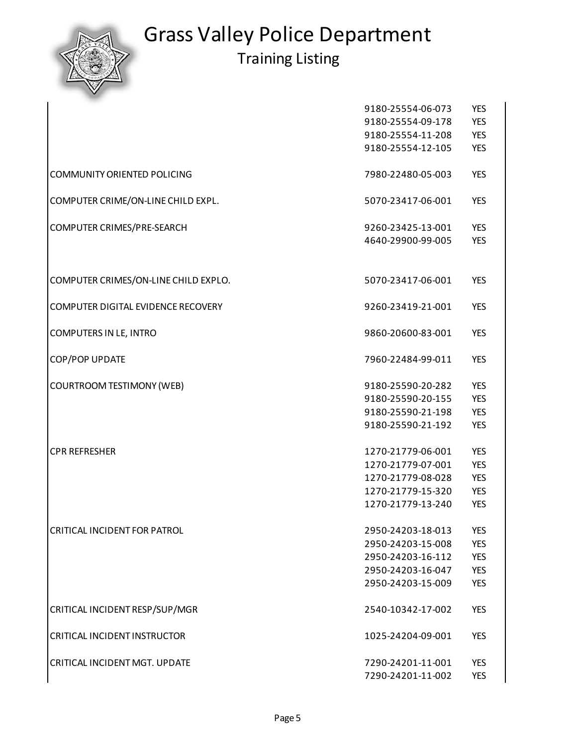# Grass Valley Police Department

## Training Listing

| | | |
|---|---|---|
| | 9180-25554-06-073 | YES |
| | 9180-25554-09-178 | YES |
| | 9180-25554-11-208 | YES |
| | 9180-25554-12-105 | YES |
| COMMUNITY ORIENTED POLICING | 7980-22480-05-003 | YES |
| COMPUTER CRIME/ON-LINE CHILD EXPL. | 5070-23417-06-001 | YES |
| COMPUTER CRIMES/PRE-SEARCH | 9260-23425-13-001 | YES |
| | 4640-29900-99-005 | YES |
| COMPUTER CRIMES/ON-LINE CHILD EXPLO. | 5070-23417-06-001 | YES |
| COMPUTER DIGITAL EVIDENCE RECOVERY | 9260-23419-21-001 | YES |
| COMPUTERS IN LE, INTRO | 9860-20600-83-001 | YES |
| COP/POP UPDATE | 7960-22484-99-011 | YES |
| COURTROOM TESTIMONY (WEB) | 9180-25590-20-282 | YES |
| | 9180-25590-20-155 | YES |
| | 9180-25590-21-198 | YES |
| | 9180-25590-21-192 | YES |
| CPR REFRESHER | 1270-21779-06-001 | YES |
| | 1270-21779-07-001 | YES |
| | 1270-21779-08-028 | YES |
| | 1270-21779-15-320 | YES |
| | 1270-21779-13-240 | YES |
| CRITICAL INCIDENT FOR PATROL | 2950-24203-18-013 | YES |
| | 2950-24203-15-008 | YES |
| | 2950-24203-16-112 | YES |
| | 2950-24203-16-047 | YES |
| | 2950-24203-15-009 | YES |
| CRITICAL INCIDENT RESP/SUP/MGR | 2540-10342-17-002 | YES |
| CRITICAL INCIDENT INSTRUCTOR | 1025-24204-09-001 | YES |
| CRITICAL INCIDENT MGT. UPDATE | 7290-24201-11-001 | YES |
| | 7290-24201-11-002 | YES |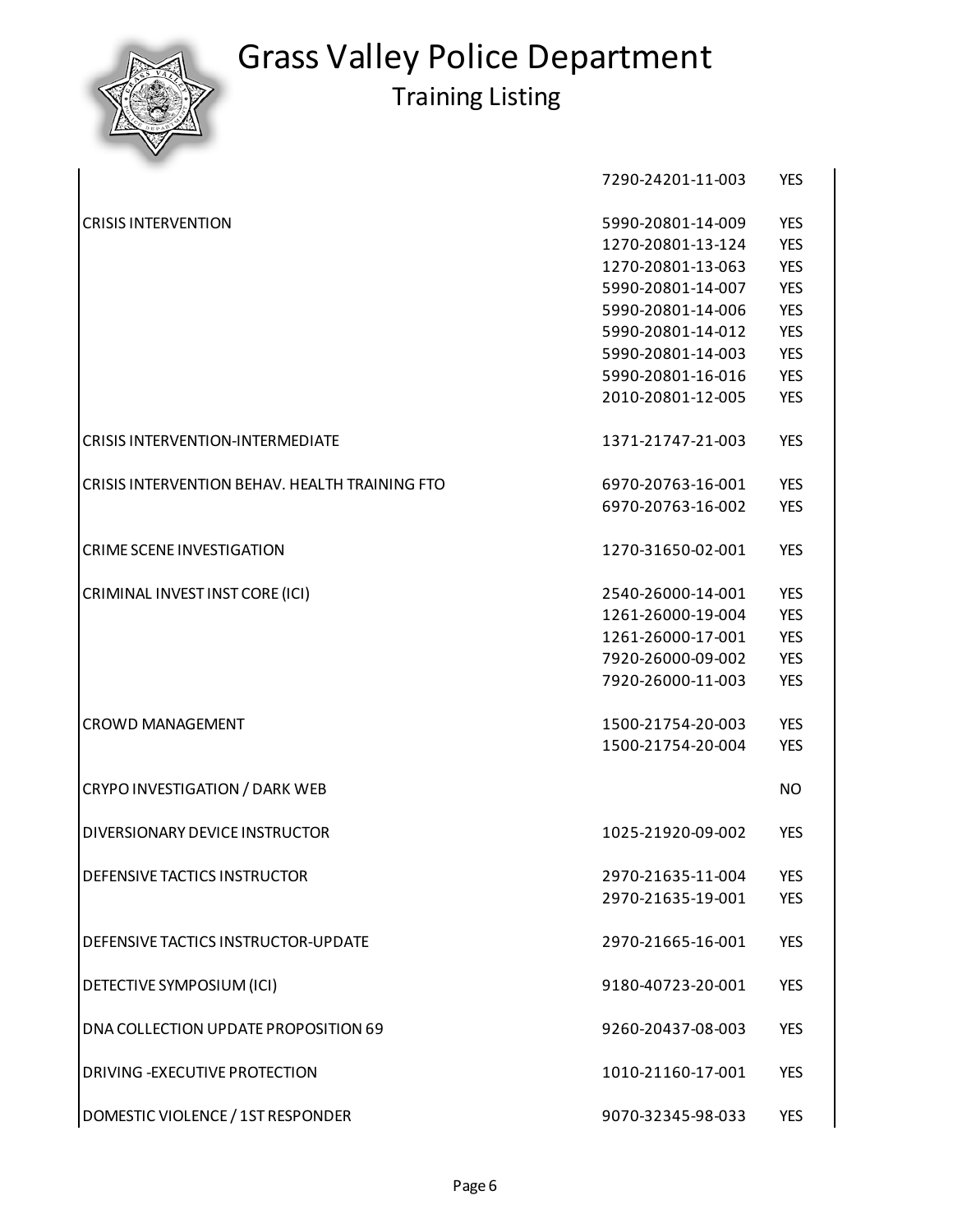# Grass Valley Police Department

## Training Listing

| | | |
|---|---|---|
| | 7290-24201-11-003 | YES |
| CRISIS INTERVENTION | 5990-20801-14-009 | YES |
| | 1270-20801-13-124 | YES |
| | 1270-20801-13-063 | YES |
| | 5990-20801-14-007 | YES |
| | 5990-20801-14-006 | YES |
| | 5990-20801-14-012 | YES |
| | 5990-20801-14-003 | YES |
| | 5990-20801-16-016 | YES |
| | 2010-20801-12-005 | YES |
| CRISIS INTERVENTION-INTERMEDIATE | 1371-21747-21-003 | YES |
| CRISIS INTERVENTION BEHAV. HEALTH TRAINING FTO | 6970-20763-16-001 | YES |
| | 6970-20763-16-002 | YES |
| CRIME SCENE INVESTIGATION | 1270-31650-02-001 | YES |
| CRIMINAL INVEST INST CORE (ICI) | 2540-26000-14-001 | YES |
| | 1261-26000-19-004 | YES |
| | 1261-26000-17-001 | YES |
| | 7920-26000-09-002 | YES |
| | 7920-26000-11-003 | YES |
| CROWD MANAGEMENT | 1500-21754-20-003 | YES |
| | 1500-21754-20-004 | YES |
| CRYPO INVESTIGATION / DARK WEB | | NO |
| DIVERSIONARY DEVICE INSTRUCTOR | 1025-21920-09-002 | YES |
| DEFENSIVE TACTICS INSTRUCTOR | 2970-21635-11-004 | YES |
| | 2970-21635-19-001 | YES |
| DEFENSIVE TACTICS INSTRUCTOR-UPDATE | 2970-21665-16-001 | YES |
| DETECTIVE SYMPOSIUM (ICI) | 9180-40723-20-001 | YES |
| DNA COLLECTION UPDATE PROPOSITION 69 | 9260-20437-08-003 | YES |
| DRIVING -EXECUTIVE PROTECTION | 1010-21160-17-001 | YES |
| DOMESTIC VIOLENCE / 1ST RESPONDER | 9070-32345-98-033 | YES |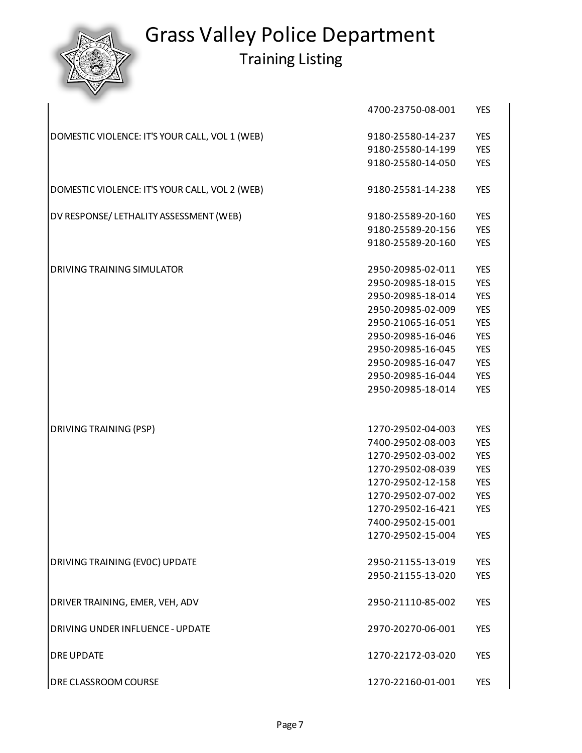# Grass Valley Police Department

## Training Listing

| | | |
|---|---|---|
| | 4700-23750-08-001 | YES |
| DOMESTIC VIOLENCE: IT'S YOUR CALL, VOL 1 (WEB) | 9180-25580-14-237 | YES |
| | 9180-25580-14-199 | YES |
| | 9180-25580-14-050 | YES |
| DOMESTIC VIOLENCE: IT'S YOUR CALL, VOL 2 (WEB) | 9180-25581-14-238 | YES |
| DV RESPONSE/ LETHALITY ASSESSMENT (WEB) | 9180-25589-20-160 | YES |
| | 9180-25589-20-156 | YES |
| | 9180-25589-20-160 | YES |
| DRIVING TRAINING SIMULATOR | 2950-20985-02-011 | YES |
| | 2950-20985-18-015 | YES |
| | 2950-20985-18-014 | YES |
| | 2950-20985-02-009 | YES |
| | 2950-21065-16-051 | YES |
| | 2950-20985-16-046 | YES |
| | 2950-20985-16-045 | YES |
| | 2950-20985-16-047 | YES |
| | 2950-20985-16-044 | YES |
| | 2950-20985-18-014 | YES |
| DRIVING TRAINING (PSP) | 1270-29502-04-003 | YES |
| | 7400-29502-08-003 | YES |
| | 1270-29502-03-002 | YES |
| | 1270-29502-08-039 | YES |
| | 1270-29502-12-158 | YES |
| | 1270-29502-07-002 | YES |
| | 1270-29502-16-421 | YES |
| | 7400-29502-15-001 | |
| | 1270-29502-15-004 | YES |
| DRIVING TRAINING (EV0C) UPDATE | 2950-21155-13-019 | YES |
| | 2950-21155-13-020 | YES |
| DRIVER TRAINING, EMER, VEH, ADV | 2950-21110-85-002 | YES |
| DRIVING UNDER INFLUENCE - UPDATE | 2970-20270-06-001 | YES |
| DRE UPDATE | 1270-22172-03-020 | YES |
| DRE CLASSROOM COURSE | 1270-22160-01-001 | YES |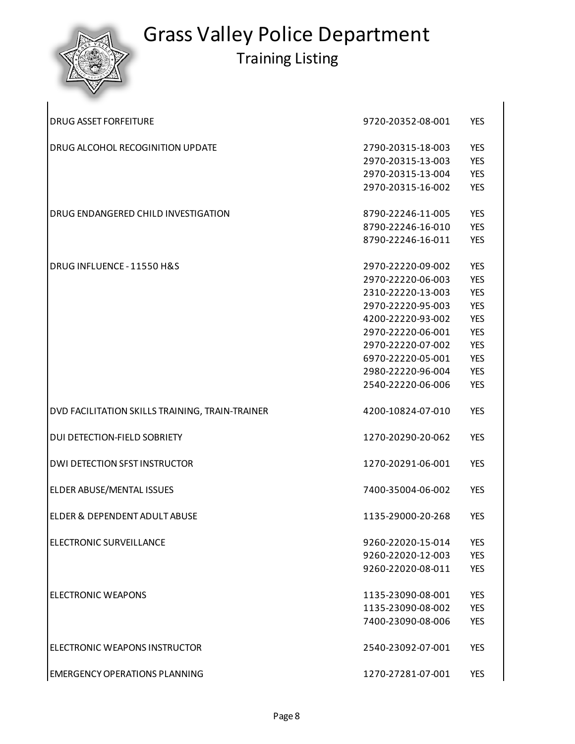# Grass Valley Police Department

## Training Listing

| | | |
|---|---|---|
| DRUG ASSET FORFEITURE | 9720-20352-08-001 | YES |
| DRUG ALCOHOL RECOGINITION UPDATE | 2790-20315-18-003 | YES |
| | 2970-20315-13-003 | YES |
| | 2970-20315-13-004 | YES |
| | 2970-20315-16-002 | YES |
| DRUG ENDANGERED CHILD INVESTIGATION | 8790-22246-11-005 | YES |
| | 8790-22246-16-010 | YES |
| | 8790-22246-16-011 | YES |
| DRUG INFLUENCE - 11550 H&S | 2970-22220-09-002 | YES |
| | 2970-22220-06-003 | YES |
| | 2310-22220-13-003 | YES |
| | 2970-22220-95-003 | YES |
| | 4200-22220-93-002 | YES |
| | 2970-22220-06-001 | YES |
| | 2970-22220-07-002 | YES |
| | 6970-22220-05-001 | YES |
| | 2980-22220-96-004 | YES |
| | 2540-22220-06-006 | YES |
| DVD FACILITATION SKILLS TRAINING, TRAIN-TRAINER | 4200-10824-07-010 | YES |
| DUI DETECTION-FIELD SOBRIETY | 1270-20290-20-062 | YES |
| DWI DETECTION SFST INSTRUCTOR | 1270-20291-06-001 | YES |
| ELDER ABUSE/MENTAL ISSUES | 7400-35004-06-002 | YES |
| ELDER & DEPENDENT ADULT ABUSE | 1135-29000-20-268 | YES |
| ELECTRONIC SURVEILLANCE | 9260-22020-15-014 | YES |
| | 9260-22020-12-003 | YES |
| | 9260-22020-08-011 | YES |
| ELECTRONIC WEAPONS | 1135-23090-08-001 | YES |
| | 1135-23090-08-002 | YES |
| | 7400-23090-08-006 | YES |
| ELECTRONIC WEAPONS INSTRUCTOR | 2540-23092-07-001 | YES |
| EMERGENCY OPERATIONS PLANNING | 1270-27281-07-001 | YES |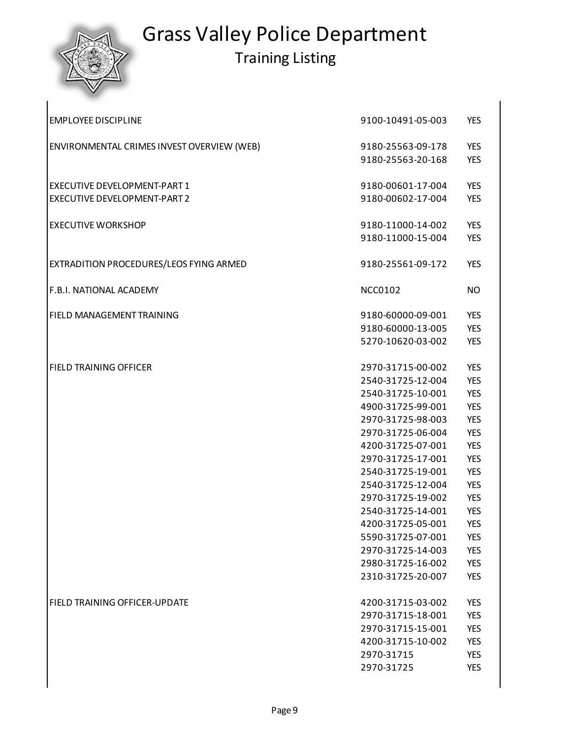# Grass Valley Police Department

## Training Listing

| | | |
|---|---|---|
| EMPLOYEE DISCIPLINE | 9100-10491-05-003 | YES |
| ENVIRONMENTAL CRIMES INVEST OVERVIEW (WEB) | 9180-25563-09-178 | YES |
| | 9180-25563-20-168 | YES |
| EXECUTIVE DEVELOPMENT-PART 1 | 9180-00601-17-004 | YES |
| EXECUTIVE DEVELOPMENT-PART 2 | 9180-00602-17-004 | YES |
| EXECUTIVE WORKSHOP | 9180-11000-14-002 | YES |
| | 9180-11000-15-004 | YES |
| EXTRADITION PROCEDURES/LEOS FYING ARMED | 9180-25561-09-172 | YES |
| F.B.I. NATIONAL ACADEMY | NCC0102 | NO |
| FIELD MANAGEMENT TRAINING | 9180-60000-09-001 | YES |
| | 9180-60000-13-005 | YES |
| | 5270-10620-03-002 | YES |
| FIELD TRAINING OFFICER | 2970-31715-00-002 | YES |
| | 2540-31725-12-004 | YES |
| | 2540-31725-10-001 | YES |
| | 4900-31725-99-001 | YES |
| | 2970-31725-98-003 | YES |
| | 2970-31725-06-004 | YES |
| | 4200-31725-07-001 | YES |
| | 2970-31725-17-001 | YES |
| | 2540-31725-19-001 | YES |
| | 2540-31725-12-004 | YES |
| | 2970-31725-19-002 | YES |
| | 2540-31725-14-001 | YES |
| | 4200-31725-05-001 | YES |
| | 5590-31725-07-001 | YES |
| | 2970-31725-14-003 | YES |
| | 2980-31725-16-002 | YES |
| | 2310-31725-20-007 | YES |
| FIELD TRAINING OFFICER-UPDATE | 4200-31715-03-002 | YES |
| | 2970-31715-18-001 | YES |
| | 2970-31715-15-001 | YES |
| | 4200-31715-10-002 | YES |
| | 2970-31715 | YES |
| | 2970-31725 | YES |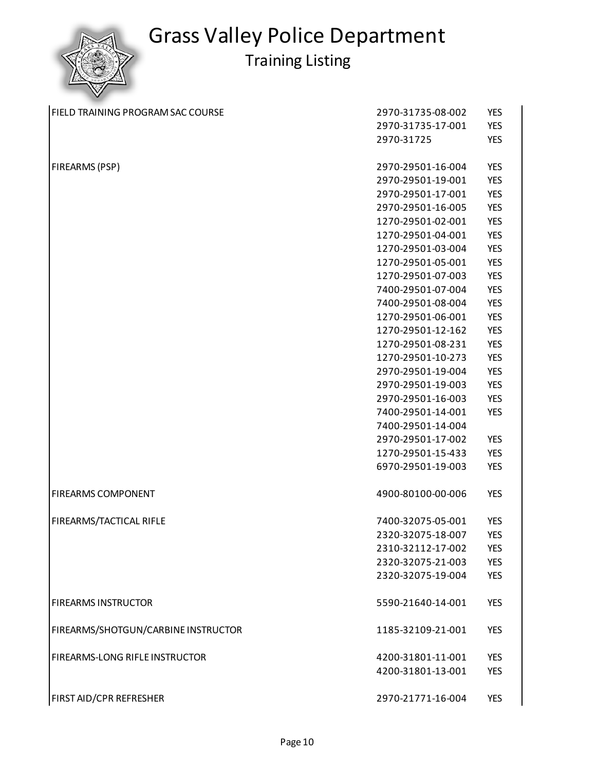# Grass Valley Police Department

## Training Listing

| | | |
|---|---|---|
| FIELD TRAINING PROGRAM SAC COURSE | 2970-31735-08-002 | YES |
| | 2970-31735-17-001 | YES |
| | 2970-31725 | YES |
| | | |
| FIREARMS (PSP) | 2970-29501-16-004 | YES |
| | 2970-29501-19-001 | YES |
| | 2970-29501-17-001 | YES |
| | 2970-29501-16-005 | YES |
| | 1270-29501-02-001 | YES |
| | 1270-29501-04-001 | YES |
| | 1270-29501-03-004 | YES |
| | 1270-29501-05-001 | YES |
| | 1270-29501-07-003 | YES |
| | 7400-29501-07-004 | YES |
| | 7400-29501-08-004 | YES |
| | 1270-29501-06-001 | YES |
| | 1270-29501-12-162 | YES |
| | 1270-29501-08-231 | YES |
| | 1270-29501-10-273 | YES |
| | 2970-29501-19-004 | YES |
| | 2970-29501-19-003 | YES |
| | 2970-29501-16-003 | YES |
| | 7400-29501-14-001 | YES |
| | 7400-29501-14-004 | |
| | 2970-29501-17-002 | YES |
| | 1270-29501-15-433 | YES |
| | 6970-29501-19-003 | YES |
| | | |
| FIREARMS COMPONENT | 4900-80100-00-006 | YES |
| | | |
| FIREARMS/TACTICAL RIFLE | 7400-32075-05-001 | YES |
| | 2320-32075-18-007 | YES |
| | 2310-32112-17-002 | YES |
| | 2320-32075-21-003 | YES |
| | 2320-32075-19-004 | YES |
| | | |
| FIREARMS INSTRUCTOR | 5590-21640-14-001 | YES |
| | | |
| FIREARMS/SHOTGUN/CARBINE INSTRUCTOR | 1185-32109-21-001 | YES |
| | | |
| FIREARMS-LONG RIFLE INSTRUCTOR | 4200-31801-11-001 | YES |
| | 4200-31801-13-001 | YES |
| | | |
| FIRST AID/CPR REFRESHER | 2970-21771-16-004 | YES |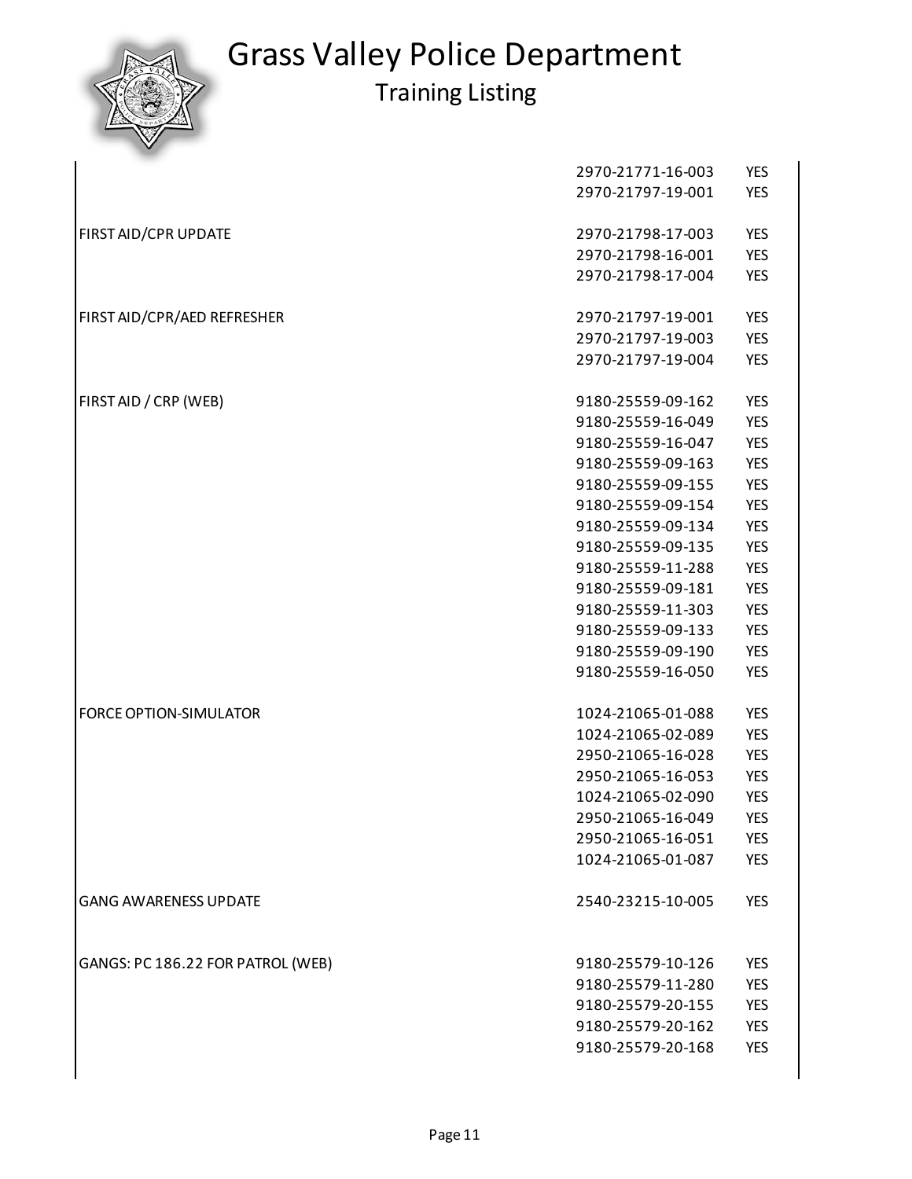# Grass Valley Police Department

## Training Listing

| | | |
|---|---|---|
| | 2970-21771-16-003 | YES |
| | 2970-21797-19-001 | YES |
| FIRST AID/CPR UPDATE | 2970-21798-17-003 | YES |
| | 2970-21798-16-001 | YES |
| | 2970-21798-17-004 | YES |
| FIRST AID/CPR/AED REFRESHER | 2970-21797-19-001 | YES |
| | 2970-21797-19-003 | YES |
| | 2970-21797-19-004 | YES |
| FIRST AID / CRP (WEB) | 9180-25559-09-162 | YES |
| | 9180-25559-16-049 | YES |
| | 9180-25559-16-047 | YES |
| | 9180-25559-09-163 | YES |
| | 9180-25559-09-155 | YES |
| | 9180-25559-09-154 | YES |
| | 9180-25559-09-134 | YES |
| | 9180-25559-09-135 | YES |
| | 9180-25559-11-288 | YES |
| | 9180-25559-09-181 | YES |
| | 9180-25559-11-303 | YES |
| | 9180-25559-09-133 | YES |
| | 9180-25559-09-190 | YES |
| | 9180-25559-16-050 | YES |
| FORCE OPTION-SIMULATOR | 1024-21065-01-088 | YES |
| | 1024-21065-02-089 | YES |
| | 2950-21065-16-028 | YES |
| | 2950-21065-16-053 | YES |
| | 1024-21065-02-090 | YES |
| | 2950-21065-16-049 | YES |
| | 2950-21065-16-051 | YES |
| | 1024-21065-01-087 | YES |
| GANG AWARENESS UPDATE | 2540-23215-10-005 | YES |
| GANGS: PC 186.22 FOR PATROL (WEB) | 9180-25579-10-126 | YES |
| | 9180-25579-11-280 | YES |
| | 9180-25579-20-155 | YES |
| | 9180-25579-20-162 | YES |
| | 9180-25579-20-168 | YES |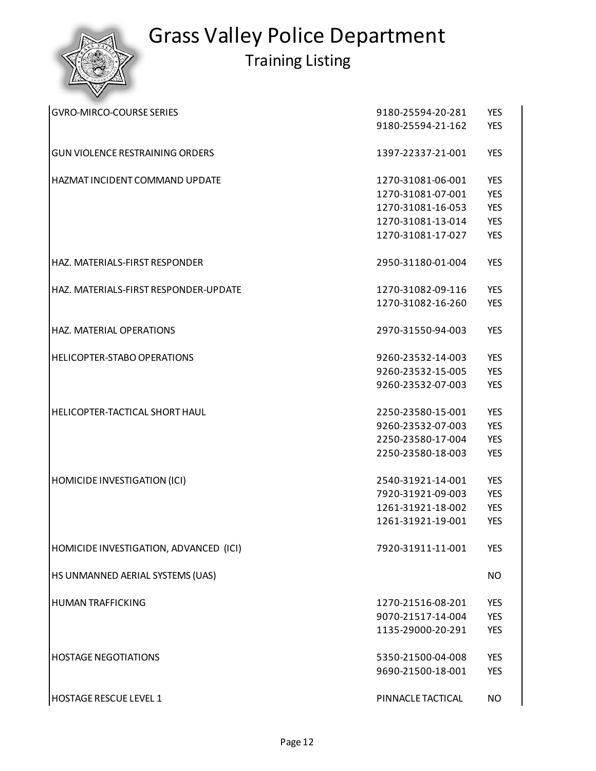# Grass Valley Police Department

## Training Listing

| Course | Certification No. | POST |
|---|---|---|
| GVRO-MIRCO-COURSE SERIES | 9180-25594-20-281 | YES |
| | 9180-25594-21-162 | YES |
| GUN VIOLENCE RESTRAINING ORDERS | 1397-22337-21-001 | YES |
| HAZMAT INCIDENT COMMAND UPDATE | 1270-31081-06-001 | YES |
| | 1270-31081-07-001 | YES |
| | 1270-31081-16-053 | YES |
| | 1270-31081-13-014 | YES |
| | 1270-31081-17-027 | YES |
| HAZ. MATERIALS-FIRST RESPONDER | 2950-31180-01-004 | YES |
| HAZ. MATERIALS-FIRST RESPONDER-UPDATE | 1270-31082-09-116 | YES |
| | 1270-31082-16-260 | YES |
| HAZ. MATERIAL OPERATIONS | 2970-31550-94-003 | YES |
| HELICOPTER-STABO OPERATIONS | 9260-23532-14-003 | YES |
| | 9260-23532-15-005 | YES |
| | 9260-23532-07-003 | YES |
| HELICOPTER-TACTICAL SHORT HAUL | 2250-23580-15-001 | YES |
| | 9260-23532-07-003 | YES |
| | 2250-23580-17-004 | YES |
| | 2250-23580-18-003 | YES |
| HOMICIDE INVESTIGATION (ICI) | 2540-31921-14-001 | YES |
| | 7920-31921-09-003 | YES |
| | 1261-31921-18-002 | YES |
| | 1261-31921-19-001 | YES |
| HOMICIDE INVESTIGATION, ADVANCED (ICI) | 7920-31911-11-001 | YES |
| HS UNMANNED AERIAL SYSTEMS (UAS) | | NO |
| HUMAN TRAFFICKING | 1270-21516-08-201 | YES |
| | 9070-21517-14-004 | YES |
| | 1135-29000-20-291 | YES |
| HOSTAGE NEGOTIATIONS | 5350-21500-04-008 | YES |
| | 9690-21500-18-001 | YES |
| HOSTAGE RESCUE LEVEL 1 | PINNACLE TACTICAL | NO |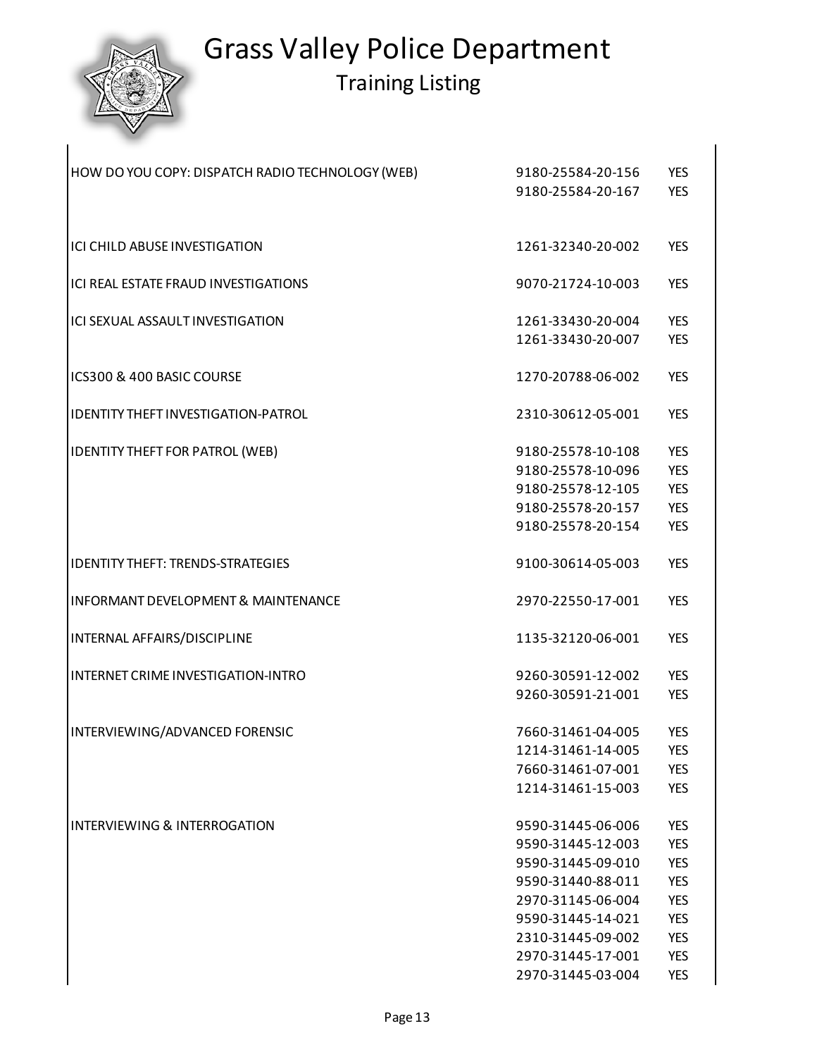# Grass Valley Police Department

## Training Listing

| | | |
|---|---|---|
| HOW DO YOU COPY: DISPATCH RADIO TECHNOLOGY (WEB) | 9180-25584-20-156 | YES |
| | 9180-25584-20-167 | YES |
| ICI CHILD ABUSE INVESTIGATION | 1261-32340-20-002 | YES |
| ICI REAL ESTATE FRAUD INVESTIGATIONS | 9070-21724-10-003 | YES |
| ICI SEXUAL ASSAULT INVESTIGATION | 1261-33430-20-004 | YES |
| | 1261-33430-20-007 | YES |
| ICS300 & 400 BASIC COURSE | 1270-20788-06-002 | YES |
| IDENTITY THEFT INVESTIGATION-PATROL | 2310-30612-05-001 | YES |
| IDENTITY THEFT FOR PATROL (WEB) | 9180-25578-10-108 | YES |
| | 9180-25578-10-096 | YES |
| | 9180-25578-12-105 | YES |
| | 9180-25578-20-157 | YES |
| | 9180-25578-20-154 | YES |
| IDENTITY THEFT: TRENDS-STRATEGIES | 9100-30614-05-003 | YES |
| INFORMANT DEVELOPMENT & MAINTENANCE | 2970-22550-17-001 | YES |
| INTERNAL AFFAIRS/DISCIPLINE | 1135-32120-06-001 | YES |
| INTERNET CRIME INVESTIGATION-INTRO | 9260-30591-12-002 | YES |
| | 9260-30591-21-001 | YES |
| INTERVIEWING/ADVANCED FORENSIC | 7660-31461-04-005 | YES |
| | 1214-31461-14-005 | YES |
| | 7660-31461-07-001 | YES |
| | 1214-31461-15-003 | YES |
| INTERVIEWING & INTERROGATION | 9590-31445-06-006 | YES |
| | 9590-31445-12-003 | YES |
| | 9590-31445-09-010 | YES |
| | 9590-31440-88-011 | YES |
| | 2970-31145-06-004 | YES |
| | 9590-31445-14-021 | YES |
| | 2310-31445-09-002 | YES |
| | 2970-31445-17-001 | YES |
| | 2970-31445-03-004 | YES |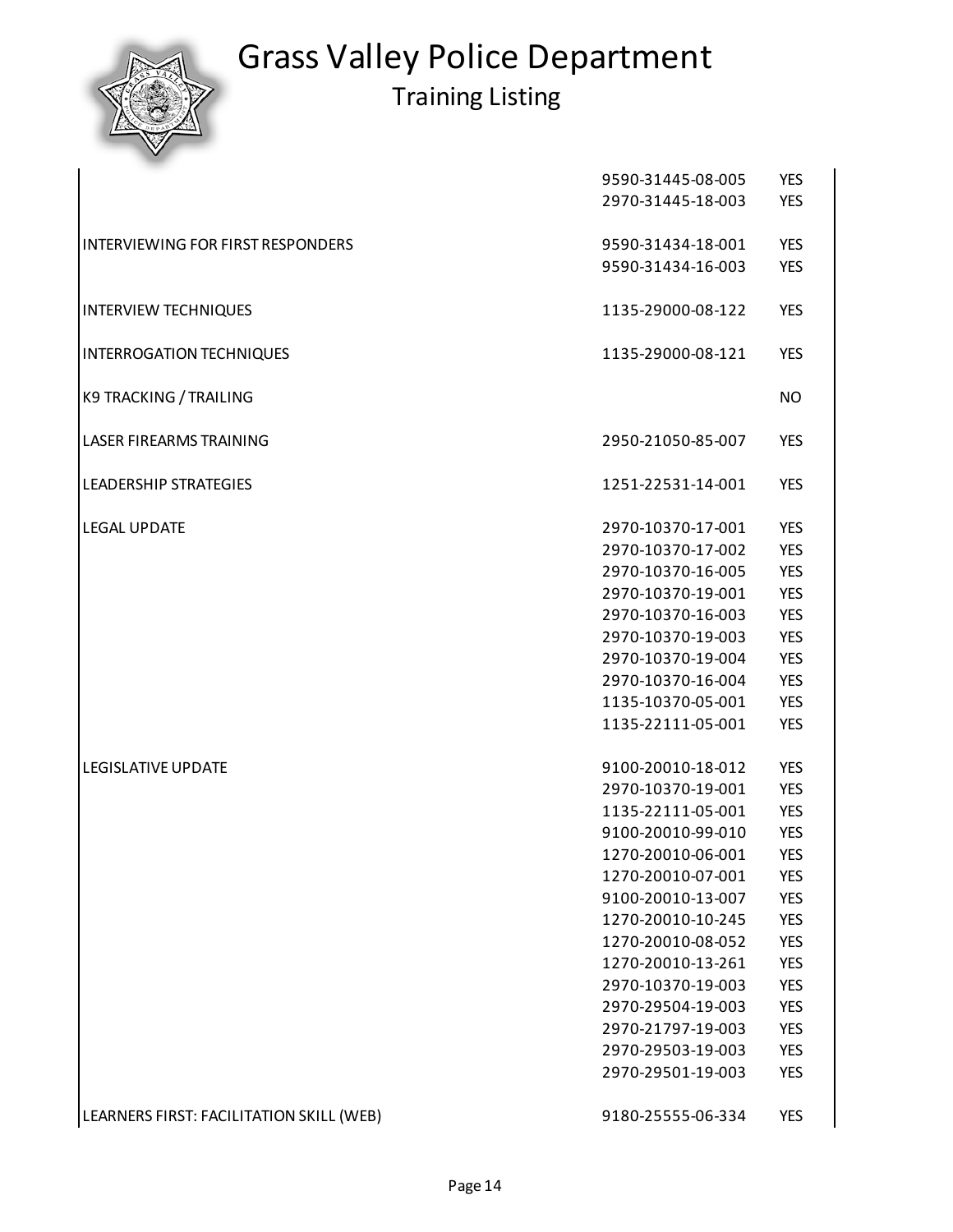# Grass Valley Police Department

## Training Listing

| | | |
|---|---|---|
| | 9590-31445-08-005 | YES |
| | 2970-31445-18-003 | YES |
| INTERVIEWING FOR FIRST RESPONDERS | 9590-31434-18-001 | YES |
| | 9590-31434-16-003 | YES |
| INTERVIEW TECHNIQUES | 1135-29000-08-122 | YES |
| INTERROGATION TECHNIQUES | 1135-29000-08-121 | YES |
| K9 TRACKING / TRAILING | | NO |
| LASER FIREARMS TRAINING | 2950-21050-85-007 | YES |
| LEADERSHIP STRATEGIES | 1251-22531-14-001 | YES |
| LEGAL UPDATE | 2970-10370-17-001 | YES |
| | 2970-10370-17-002 | YES |
| | 2970-10370-16-005 | YES |
| | 2970-10370-19-001 | YES |
| | 2970-10370-16-003 | YES |
| | 2970-10370-19-003 | YES |
| | 2970-10370-19-004 | YES |
| | 2970-10370-16-004 | YES |
| | 1135-10370-05-001 | YES |
| | 1135-22111-05-001 | YES |
| LEGISLATIVE UPDATE | 9100-20010-18-012 | YES |
| | 2970-10370-19-001 | YES |
| | 1135-22111-05-001 | YES |
| | 9100-20010-99-010 | YES |
| | 1270-20010-06-001 | YES |
| | 1270-20010-07-001 | YES |
| | 9100-20010-13-007 | YES |
| | 1270-20010-10-245 | YES |
| | 1270-20010-08-052 | YES |
| | 1270-20010-13-261 | YES |
| | 2970-10370-19-003 | YES |
| | 2970-29504-19-003 | YES |
| | 2970-21797-19-003 | YES |
| | 2970-29503-19-003 | YES |
| | 2970-29501-19-003 | YES |
| LEARNERS FIRST: FACILITATION SKILL (WEB) | 9180-25555-06-334 | YES |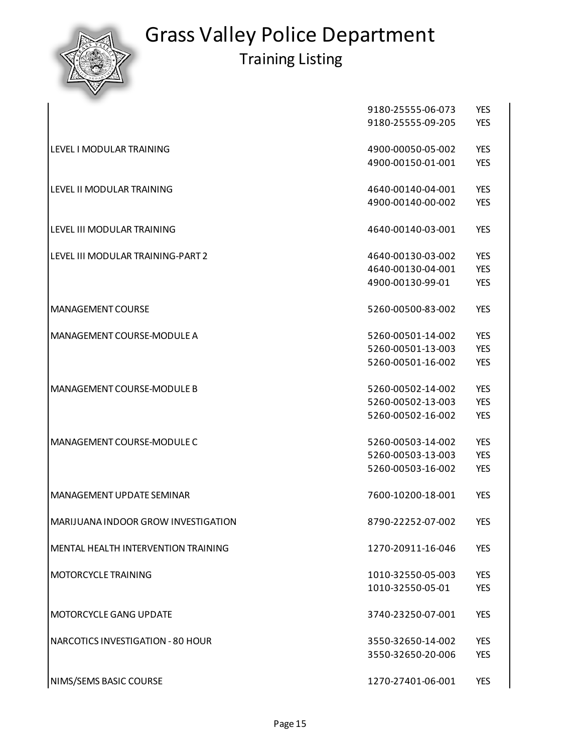# Grass Valley Police Department

## Training Listing

| | | |
|---|---|---|
| | 9180-25555-06-073 | YES |
| | 9180-25555-09-205 | YES |
| LEVEL I MODULAR TRAINING | 4900-00050-05-002 | YES |
| | 4900-00150-01-001 | YES |
| LEVEL II MODULAR TRAINING | 4640-00140-04-001 | YES |
| | 4900-00140-00-002 | YES |
| LEVEL III MODULAR TRAINING | 4640-00140-03-001 | YES |
| LEVEL III MODULAR TRAINING-PART 2 | 4640-00130-03-002 | YES |
| | 4640-00130-04-001 | YES |
| | 4900-00130-99-01 | YES |
| MANAGEMENT COURSE | 5260-00500-83-002 | YES |
| MANAGEMENT COURSE-MODULE A | 5260-00501-14-002 | YES |
| | 5260-00501-13-003 | YES |
| | 5260-00501-16-002 | YES |
| MANAGEMENT COURSE-MODULE B | 5260-00502-14-002 | YES |
| | 5260-00502-13-003 | YES |
| | 5260-00502-16-002 | YES |
| MANAGEMENT COURSE-MODULE C | 5260-00503-14-002 | YES |
| | 5260-00503-13-003 | YES |
| | 5260-00503-16-002 | YES |
| MANAGEMENT UPDATE SEMINAR | 7600-10200-18-001 | YES |
| MARIJUANA INDOOR GROW INVESTIGATION | 8790-22252-07-002 | YES |
| MENTAL HEALTH INTERVENTION TRAINING | 1270-20911-16-046 | YES |
| MOTORCYCLE TRAINING | 1010-32550-05-003 | YES |
| | 1010-32550-05-01 | YES |
| MOTORCYCLE GANG UPDATE | 3740-23250-07-001 | YES |
| NARCOTICS INVESTIGATION - 80 HOUR | 3550-32650-14-002 | YES |
| | 3550-32650-20-006 | YES |
| NIMS/SEMS BASIC COURSE | 1270-27401-06-001 | YES |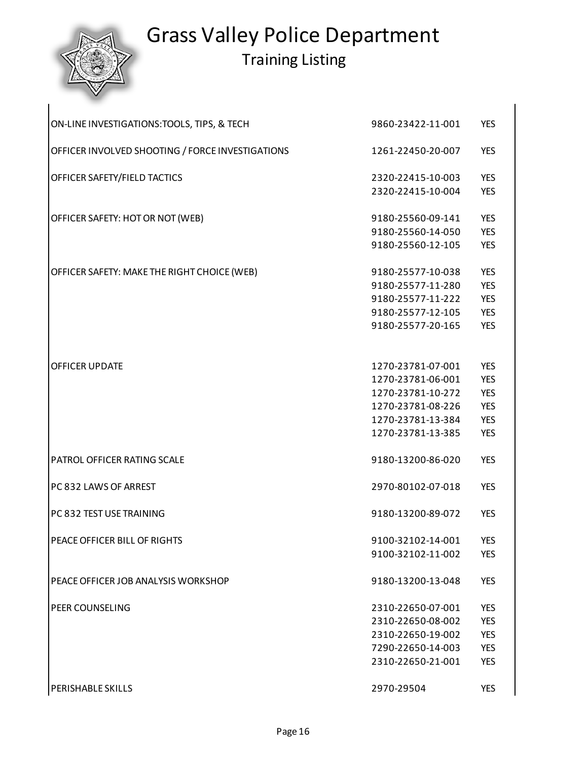# Grass Valley Police Department

## Training Listing

| | | |
|---|---|---|
| ON-LINE INVESTIGATIONS:TOOLS, TIPS, & TECH | 9860-23422-11-001 | YES |
| OFFICER INVOLVED SHOOTING / FORCE INVESTIGATIONS | 1261-22450-20-007 | YES |
| OFFICER SAFETY/FIELD TACTICS | 2320-22415-10-003 | YES |
| | 2320-22415-10-004 | YES |
| OFFICER SAFETY: HOT OR NOT (WEB) | 9180-25560-09-141 | YES |
| | 9180-25560-14-050 | YES |
| | 9180-25560-12-105 | YES |
| OFFICER SAFETY: MAKE THE RIGHT CHOICE (WEB) | 9180-25577-10-038 | YES |
| | 9180-25577-11-280 | YES |
| | 9180-25577-11-222 | YES |
| | 9180-25577-12-105 | YES |
| | 9180-25577-20-165 | YES |
| OFFICER UPDATE | 1270-23781-07-001 | YES |
| | 1270-23781-06-001 | YES |
| | 1270-23781-10-272 | YES |
| | 1270-23781-08-226 | YES |
| | 1270-23781-13-384 | YES |
| | 1270-23781-13-385 | YES |
| PATROL OFFICER RATING SCALE | 9180-13200-86-020 | YES |
| PC 832 LAWS OF ARREST | 2970-80102-07-018 | YES |
| PC 832 TEST USE TRAINING | 9180-13200-89-072 | YES |
| PEACE OFFICER BILL OF RIGHTS | 9100-32102-14-001 | YES |
| | 9100-32102-11-002 | YES |
| PEACE OFFICER JOB ANALYSIS WORKSHOP | 9180-13200-13-048 | YES |
| PEER COUNSELING | 2310-22650-07-001 | YES |
| | 2310-22650-08-002 | YES |
| | 2310-22650-19-002 | YES |
| | 7290-22650-14-003 | YES |
| | 2310-22650-21-001 | YES |
| PERISHABLE SKILLS | 2970-29504 | YES |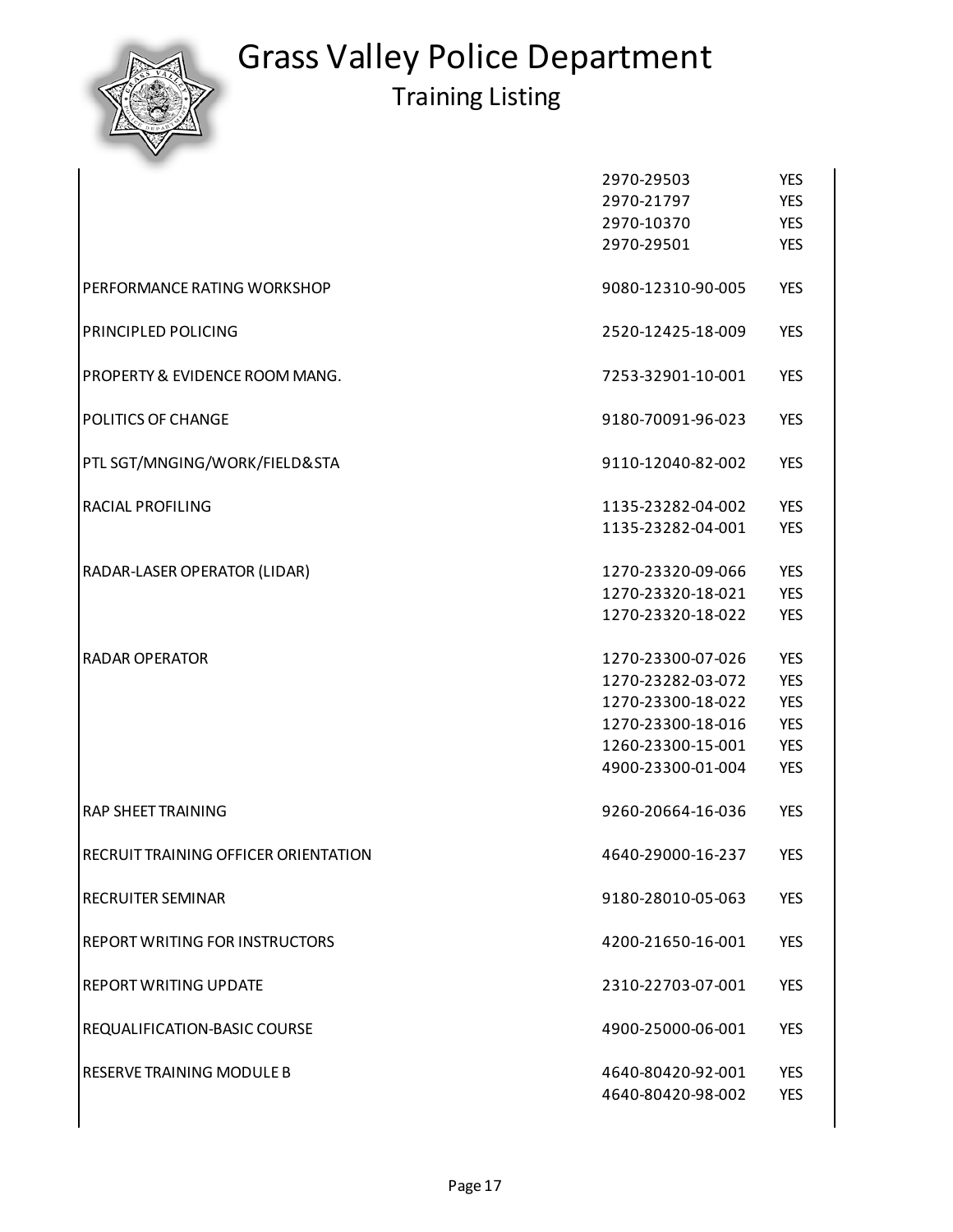# Grass Valley Police Department

## Training Listing

| | | |
|---|---|---|
| | 2970-29503 | YES |
| | 2970-21797 | YES |
| | 2970-10370 | YES |
| | 2970-29501 | YES |
| PERFORMANCE RATING WORKSHOP | 9080-12310-90-005 | YES |
| PRINCIPLED POLICING | 2520-12425-18-009 | YES |
| PROPERTY & EVIDENCE ROOM MANG. | 7253-32901-10-001 | YES |
| POLITICS OF CHANGE | 9180-70091-96-023 | YES |
| PTL SGT/MNGING/WORK/FIELD&STA | 9110-12040-82-002 | YES |
| RACIAL PROFILING | 1135-23282-04-002 | YES |
| | 1135-23282-04-001 | YES |
| RADAR-LASER OPERATOR (LIDAR) | 1270-23320-09-066 | YES |
| | 1270-23320-18-021 | YES |
| | 1270-23320-18-022 | YES |
| RADAR OPERATOR | 1270-23300-07-026 | YES |
| | 1270-23282-03-072 | YES |
| | 1270-23300-18-022 | YES |
| | 1270-23300-18-016 | YES |
| | 1260-23300-15-001 | YES |
| | 4900-23300-01-004 | YES |
| RAP SHEET TRAINING | 9260-20664-16-036 | YES |
| RECRUIT TRAINING OFFICER ORIENTATION | 4640-29000-16-237 | YES |
| RECRUITER SEMINAR | 9180-28010-05-063 | YES |
| REPORT WRITING FOR INSTRUCTORS | 4200-21650-16-001 | YES |
| REPORT WRITING UPDATE | 2310-22703-07-001 | YES |
| REQUALIFICATION-BASIC COURSE | 4900-25000-06-001 | YES |
| RESERVE TRAINING MODULE B | 4640-80420-92-001 | YES |
| | 4640-80420-98-002 | YES |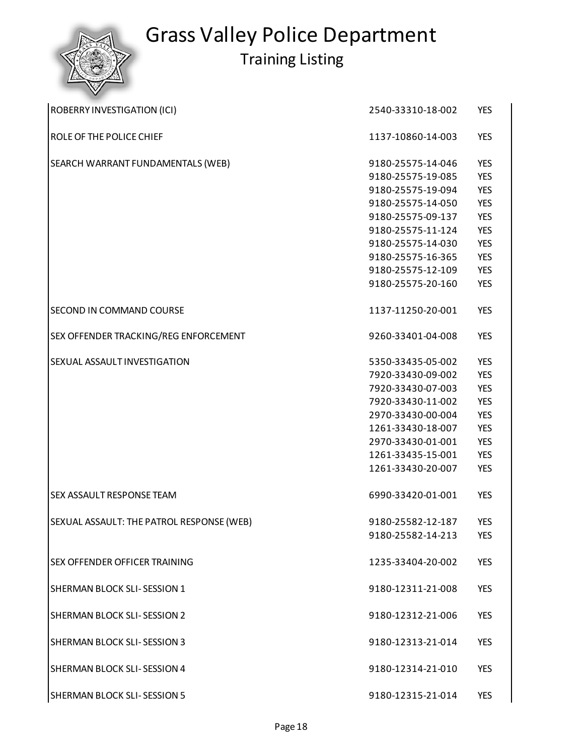# Grass Valley Police Department

## Training Listing

| Course | Number | |
|---|---|---|
| ROBERRY INVESTIGATION (ICI) | 2540-33310-18-002 | YES |
| ROLE OF THE POLICE CHIEF | 1137-10860-14-003 | YES |
| SEARCH WARRANT FUNDAMENTALS (WEB) | 9180-25575-14-046 | YES |
| | 9180-25575-19-085 | YES |
| | 9180-25575-19-094 | YES |
| | 9180-25575-14-050 | YES |
| | 9180-25575-09-137 | YES |
| | 9180-25575-11-124 | YES |
| | 9180-25575-14-030 | YES |
| | 9180-25575-16-365 | YES |
| | 9180-25575-12-109 | YES |
| | 9180-25575-20-160 | YES |
| SECOND IN COMMAND COURSE | 1137-11250-20-001 | YES |
| SEX OFFENDER TRACKING/REG ENFORCEMENT | 9260-33401-04-008 | YES |
| SEXUAL ASSAULT INVESTIGATION | 5350-33435-05-002 | YES |
| | 7920-33430-09-002 | YES |
| | 7920-33430-07-003 | YES |
| | 7920-33430-11-002 | YES |
| | 2970-33430-00-004 | YES |
| | 1261-33430-18-007 | YES |
| | 2970-33430-01-001 | YES |
| | 1261-33435-15-001 | YES |
| | 1261-33430-20-007 | YES |
| SEX ASSAULT RESPONSE TEAM | 6990-33420-01-001 | YES |
| SEXUAL ASSAULT: THE PATROL RESPONSE (WEB) | 9180-25582-12-187 | YES |
| | 9180-25582-14-213 | YES |
| SEX OFFENDER OFFICER TRAINING | 1235-33404-20-002 | YES |
| SHERMAN BLOCK SLI- SESSION 1 | 9180-12311-21-008 | YES |
| SHERMAN BLOCK SLI- SESSION 2 | 9180-12312-21-006 | YES |
| SHERMAN BLOCK SLI- SESSION 3 | 9180-12313-21-014 | YES |
| SHERMAN BLOCK SLI- SESSION 4 | 9180-12314-21-010 | YES |
| SHERMAN BLOCK SLI- SESSION 5 | 9180-12315-21-014 | YES |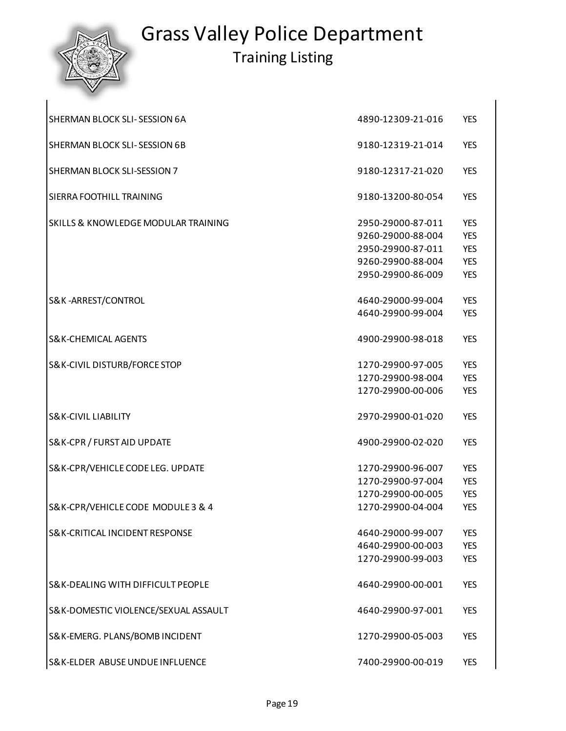# Grass Valley Police Department

## Training Listing

| Course | Number | |
|---|---|---|
| SHERMAN BLOCK SLI- SESSION 6A | 4890-12309-21-016 | YES |
| SHERMAN BLOCK SLI- SESSION 6B | 9180-12319-21-014 | YES |
| SHERMAN BLOCK SLI-SESSION 7 | 9180-12317-21-020 | YES |
| SIERRA FOOTHILL TRAINING | 9180-13200-80-054 | YES |
| SKILLS & KNOWLEDGE MODULAR TRAINING | 2950-29000-87-011 | YES |
| | 9260-29000-88-004 | YES |
| | 2950-29900-87-011 | YES |
| | 9260-29900-88-004 | YES |
| | 2950-29900-86-009 | YES |
| S&K -ARREST/CONTROL | 4640-29000-99-004 | YES |
| | 4640-29900-99-004 | YES |
| S&K-CHEMICAL AGENTS | 4900-29900-98-018 | YES |
| S&K-CIVIL DISTURB/FORCE STOP | 1270-29900-97-005 | YES |
| | 1270-29900-98-004 | YES |
| | 1270-29900-00-006 | YES |
| S&K-CIVIL LIABILITY | 2970-29900-01-020 | YES |
| S&K-CPR / FURST AID UPDATE | 4900-29900-02-020 | YES |
| S&K-CPR/VEHICLE CODE LEG. UPDATE | 1270-29900-96-007 | YES |
| | 1270-29900-97-004 | YES |
| | 1270-29900-00-005 | YES |
| S&K-CPR/VEHICLE CODE MODULE 3 & 4 | 1270-29900-04-004 | YES |
| S&K-CRITICAL INCIDENT RESPONSE | 4640-29000-99-007 | YES |
| | 4640-29900-00-003 | YES |
| | 1270-29900-99-003 | YES |
| S&K-DEALING WITH DIFFICULT PEOPLE | 4640-29900-00-001 | YES |
| S&K-DOMESTIC VIOLENCE/SEXUAL ASSAULT | 4640-29900-97-001 | YES |
| S&K-EMERG. PLANS/BOMB INCIDENT | 1270-29900-05-003 | YES |
| S&K-ELDER ABUSE UNDUE INFLUENCE | 7400-29900-00-019 | YES |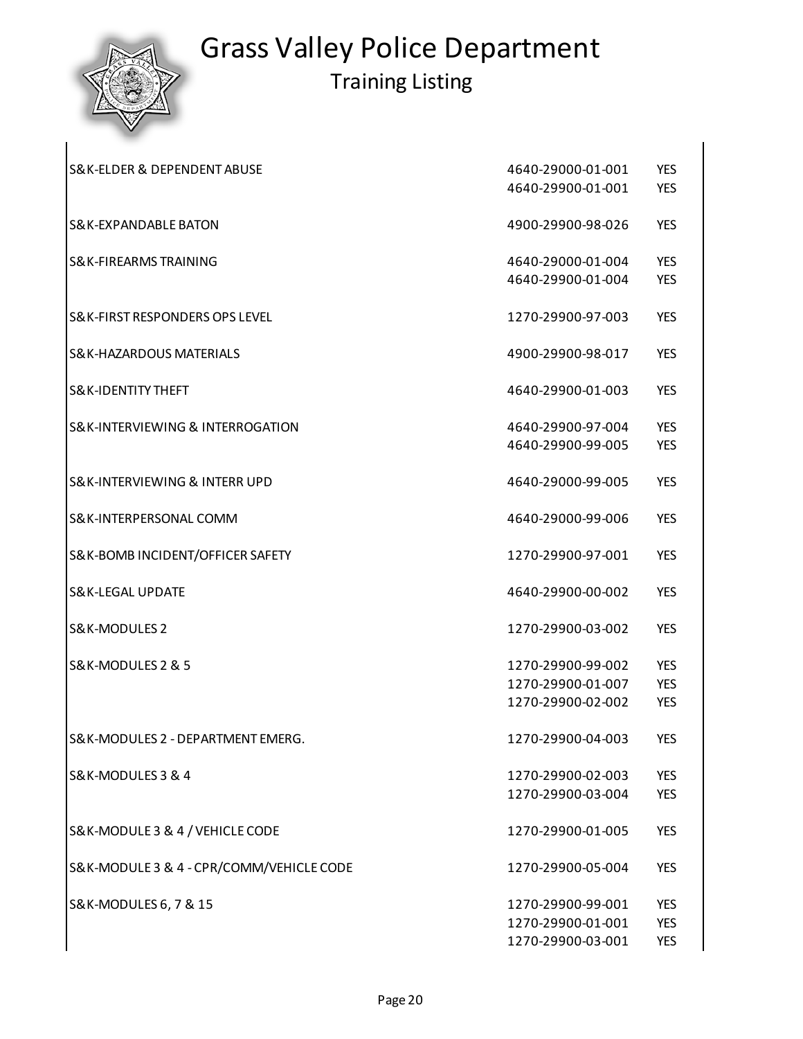# Grass Valley Police Department

## Training Listing

| Course | Number | Certified |
|---|---|---|
| S&K-ELDER & DEPENDENT ABUSE | 4640-29000-01-001 | YES |
| | 4640-29900-01-001 | YES |
| S&K-EXPANDABLE BATON | 4900-29900-98-026 | YES |
| S&K-FIREARMS TRAINING | 4640-29000-01-004 | YES |
| | 4640-29900-01-004 | YES |
| S&K-FIRST RESPONDERS OPS LEVEL | 1270-29900-97-003 | YES |
| S&K-HAZARDOUS MATERIALS | 4900-29900-98-017 | YES |
| S&K-IDENTITY THEFT | 4640-29900-01-003 | YES |
| S&K-INTERVIEWING & INTERROGATION | 4640-29900-97-004 | YES |
| | 4640-29900-99-005 | YES |
| S&K-INTERVIEWING & INTERR UPD | 4640-29000-99-005 | YES |
| S&K-INTERPERSONAL COMM | 4640-29000-99-006 | YES |
| S&K-BOMB INCIDENT/OFFICER SAFETY | 1270-29900-97-001 | YES |
| S&K-LEGAL UPDATE | 4640-29900-00-002 | YES |
| S&K-MODULES 2 | 1270-29900-03-002 | YES |
| S&K-MODULES 2 & 5 | 1270-29900-99-002 | YES |
| | 1270-29900-01-007 | YES |
| | 1270-29900-02-002 | YES |
| S&K-MODULES 2 - DEPARTMENT EMERG. | 1270-29900-04-003 | YES |
| S&K-MODULES 3 & 4 | 1270-29900-02-003 | YES |
| | 1270-29900-03-004 | YES |
| S&K-MODULE 3 & 4 / VEHICLE CODE | 1270-29900-01-005 | YES |
| S&K-MODULE 3 & 4 - CPR/COMM/VEHICLE CODE | 1270-29900-05-004 | YES |
| S&K-MODULES 6, 7 & 15 | 1270-29900-99-001 | YES |
| | 1270-29900-01-001 | YES |
| | 1270-29900-03-001 | YES |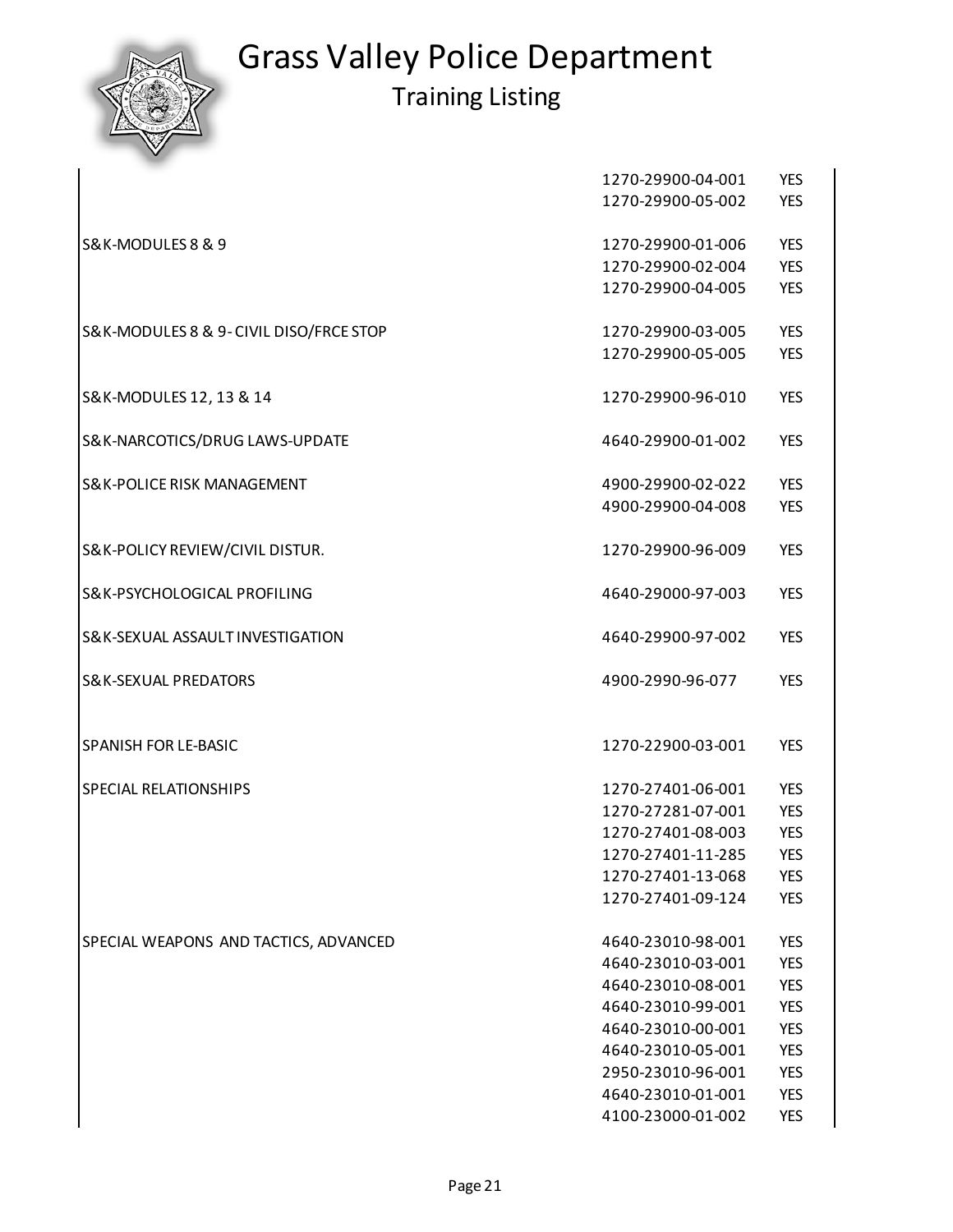# Grass Valley Police Department

## Training Listing

| | | |
|---|---|---|
| | 1270-29900-04-001 | YES |
| | 1270-29900-05-002 | YES |
| S&K-MODULES 8 & 9 | 1270-29900-01-006 | YES |
| | 1270-29900-02-004 | YES |
| | 1270-29900-04-005 | YES |
| S&K-MODULES 8 & 9- CIVIL DISO/FRCE STOP | 1270-29900-03-005 | YES |
| | 1270-29900-05-005 | YES |
| S&K-MODULES 12, 13 & 14 | 1270-29900-96-010 | YES |
| S&K-NARCOTICS/DRUG LAWS-UPDATE | 4640-29900-01-002 | YES |
| S&K-POLICE RISK MANAGEMENT | 4900-29900-02-022 | YES |
| | 4900-29900-04-008 | YES |
| S&K-POLICY REVIEW/CIVIL DISTUR. | 1270-29900-96-009 | YES |
| S&K-PSYCHOLOGICAL PROFILING | 4640-29000-97-003 | YES |
| S&K-SEXUAL ASSAULT INVESTIGATION | 4640-29900-97-002 | YES |
| S&K-SEXUAL PREDATORS | 4900-2990-96-077 | YES |
| SPANISH FOR LE-BASIC | 1270-22900-03-001 | YES |
| SPECIAL RELATIONSHIPS | 1270-27401-06-001 | YES |
| | 1270-27281-07-001 | YES |
| | 1270-27401-08-003 | YES |
| | 1270-27401-11-285 | YES |
| | 1270-27401-13-068 | YES |
| | 1270-27401-09-124 | YES |
| SPECIAL WEAPONS AND TACTICS, ADVANCED | 4640-23010-98-001 | YES |
| | 4640-23010-03-001 | YES |
| | 4640-23010-08-001 | YES |
| | 4640-23010-99-001 | YES |
| | 4640-23010-00-001 | YES |
| | 4640-23010-05-001 | YES |
| | 2950-23010-96-001 | YES |
| | 4640-23010-01-001 | YES |
| | 4100-23000-01-002 | YES |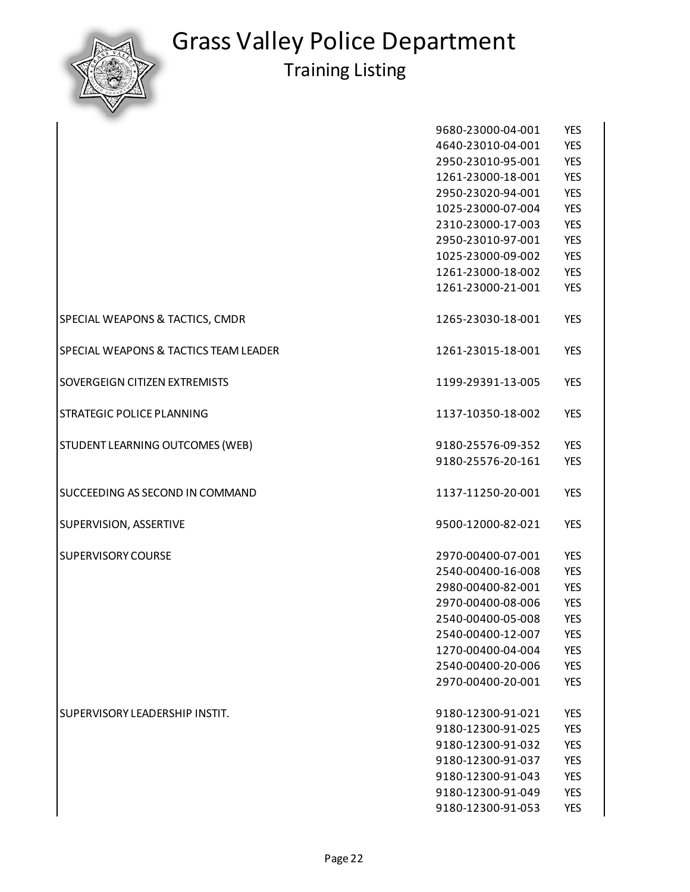| Course | Control Number | Certified |
|---|---|---|
| | 9680-23000-04-001 | YES |
| | 4640-23010-04-001 | YES |
| | 2950-23010-95-001 | YES |
| | 1261-23000-18-001 | YES |
| | 2950-23020-94-001 | YES |
| | 1025-23000-07-004 | YES |
| | 2310-23000-17-003 | YES |
| | 2950-23010-97-001 | YES |
| | 1025-23000-09-002 | YES |
| | 1261-23000-18-002 | YES |
| | 1261-23000-21-001 | YES |
| SPECIAL WEAPONS & TACTICS, CMDR | 1265-23030-18-001 | YES |
| SPECIAL WEAPONS & TACTICS TEAM LEADER | 1261-23015-18-001 | YES |
| SOVERGEIGN CITIZEN EXTREMISTS | 1199-29391-13-005 | YES |
| STRATEGIC POLICE PLANNING | 1137-10350-18-002 | YES |
| STUDENT LEARNING OUTCOMES (WEB) | 9180-25576-09-352 | YES |
| | 9180-25576-20-161 | YES |
| SUCCEEDING AS SECOND IN COMMAND | 1137-11250-20-001 | YES |
| SUPERVISION, ASSERTIVE | 9500-12000-82-021 | YES |
| SUPERVISORY COURSE | 2970-00400-07-001 | YES |
| | 2540-00400-16-008 | YES |
| | 2980-00400-82-001 | YES |
| | 2970-00400-08-006 | YES |
| | 2540-00400-05-008 | YES |
| | 2540-00400-12-007 | YES |
| | 1270-00400-04-004 | YES |
| | 2540-00400-20-006 | YES |
| | 2970-00400-20-001 | YES |
| SUPERVISORY LEADERSHIP INSTIT. | 9180-12300-91-021 | YES |
| | 9180-12300-91-025 | YES |
| | 9180-12300-91-032 | YES |
| | 9180-12300-91-037 | YES |
| | 9180-12300-91-043 | YES |
| | 9180-12300-91-049 | YES |
| | 9180-12300-91-053 | YES |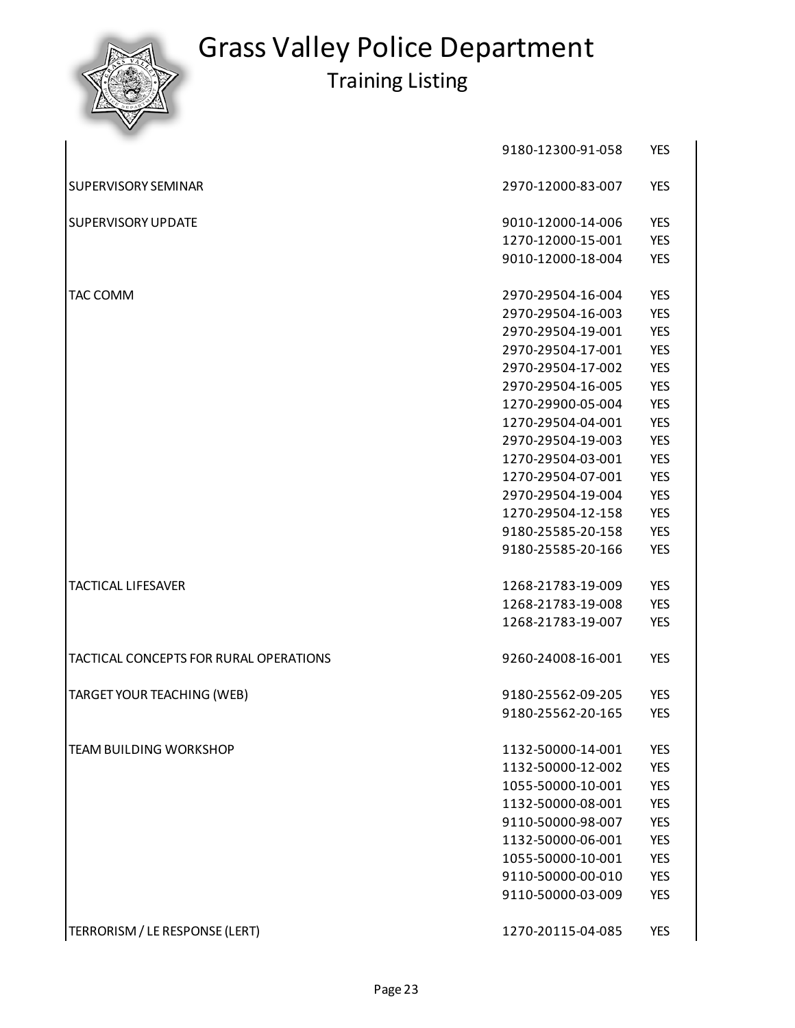# Grass Valley Police Department

## Training Listing

| | | |
|---|---|---|
| | 9180-12300-91-058 | YES |
| SUPERVISORY SEMINAR | 2970-12000-83-007 | YES |
| SUPERVISORY UPDATE | 9010-12000-14-006 | YES |
| | 1270-12000-15-001 | YES |
| | 9010-12000-18-004 | YES |
| TAC COMM | 2970-29504-16-004 | YES |
| | 2970-29504-16-003 | YES |
| | 2970-29504-19-001 | YES |
| | 2970-29504-17-001 | YES |
| | 2970-29504-17-002 | YES |
| | 2970-29504-16-005 | YES |
| | 1270-29900-05-004 | YES |
| | 1270-29504-04-001 | YES |
| | 2970-29504-19-003 | YES |
| | 1270-29504-03-001 | YES |
| | 1270-29504-07-001 | YES |
| | 2970-29504-19-004 | YES |
| | 1270-29504-12-158 | YES |
| | 9180-25585-20-158 | YES |
| | 9180-25585-20-166 | YES |
| TACTICAL LIFESAVER | 1268-21783-19-009 | YES |
| | 1268-21783-19-008 | YES |
| | 1268-21783-19-007 | YES |
| TACTICAL CONCEPTS FOR RURAL OPERATIONS | 9260-24008-16-001 | YES |
| TARGET YOUR TEACHING (WEB) | 9180-25562-09-205 | YES |
| | 9180-25562-20-165 | YES |
| TEAM BUILDING WORKSHOP | 1132-50000-14-001 | YES |
| | 1132-50000-12-002 | YES |
| | 1055-50000-10-001 | YES |
| | 1132-50000-08-001 | YES |
| | 9110-50000-98-007 | YES |
| | 1132-50000-06-001 | YES |
| | 1055-50000-10-001 | YES |
| | 9110-50000-00-010 | YES |
| | 9110-50000-03-009 | YES |
| TERRORISM / LE RESPONSE (LERT) | 1270-20115-04-085 | YES |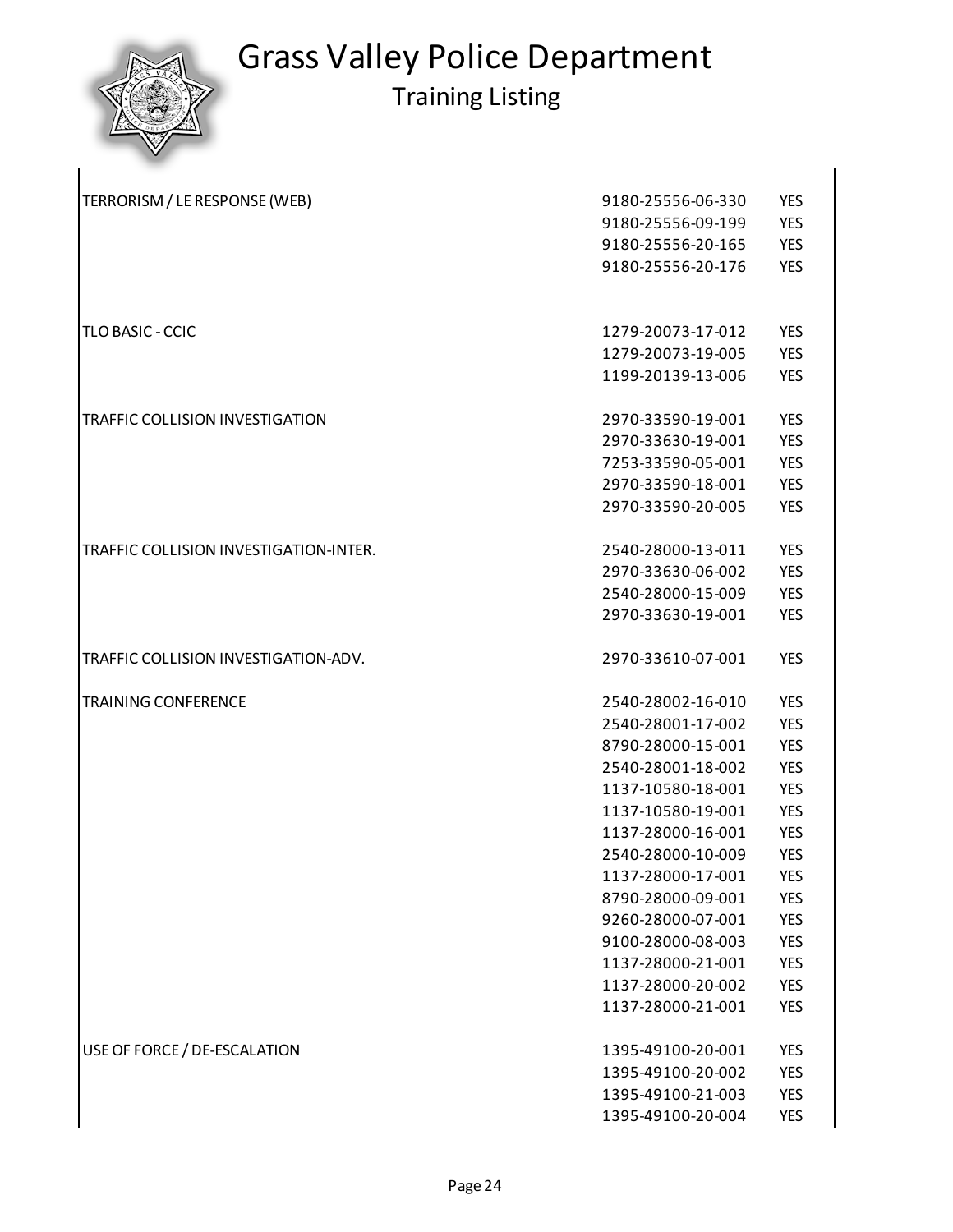# Grass Valley Police Department

## Training Listing

| | | |
|---|---|---|
| TERRORISM / LE RESPONSE (WEB) | 9180-25556-06-330 | YES |
| | 9180-25556-09-199 | YES |
| | 9180-25556-20-165 | YES |
| | 9180-25556-20-176 | YES |
| TLO BASIC - CCIC | 1279-20073-17-012 | YES |
| | 1279-20073-19-005 | YES |
| | 1199-20139-13-006 | YES |
| TRAFFIC COLLISION INVESTIGATION | 2970-33590-19-001 | YES |
| | 2970-33630-19-001 | YES |
| | 7253-33590-05-001 | YES |
| | 2970-33590-18-001 | YES |
| | 2970-33590-20-005 | YES |
| TRAFFIC COLLISION INVESTIGATION-INTER. | 2540-28000-13-011 | YES |
| | 2970-33630-06-002 | YES |
| | 2540-28000-15-009 | YES |
| | 2970-33630-19-001 | YES |
| TRAFFIC COLLISION INVESTIGATION-ADV. | 2970-33610-07-001 | YES |
| TRAINING CONFERENCE | 2540-28002-16-010 | YES |
| | 2540-28001-17-002 | YES |
| | 8790-28000-15-001 | YES |
| | 2540-28001-18-002 | YES |
| | 1137-10580-18-001 | YES |
| | 1137-10580-19-001 | YES |
| | 1137-28000-16-001 | YES |
| | 2540-28000-10-009 | YES |
| | 1137-28000-17-001 | YES |
| | 8790-28000-09-001 | YES |
| | 9260-28000-07-001 | YES |
| | 9100-28000-08-003 | YES |
| | 1137-28000-21-001 | YES |
| | 1137-28000-20-002 | YES |
| | 1137-28000-21-001 | YES |
| USE OF FORCE / DE-ESCALATION | 1395-49100-20-001 | YES |
| | 1395-49100-20-002 | YES |
| | 1395-49100-21-003 | YES |
| | 1395-49100-20-004 | YES |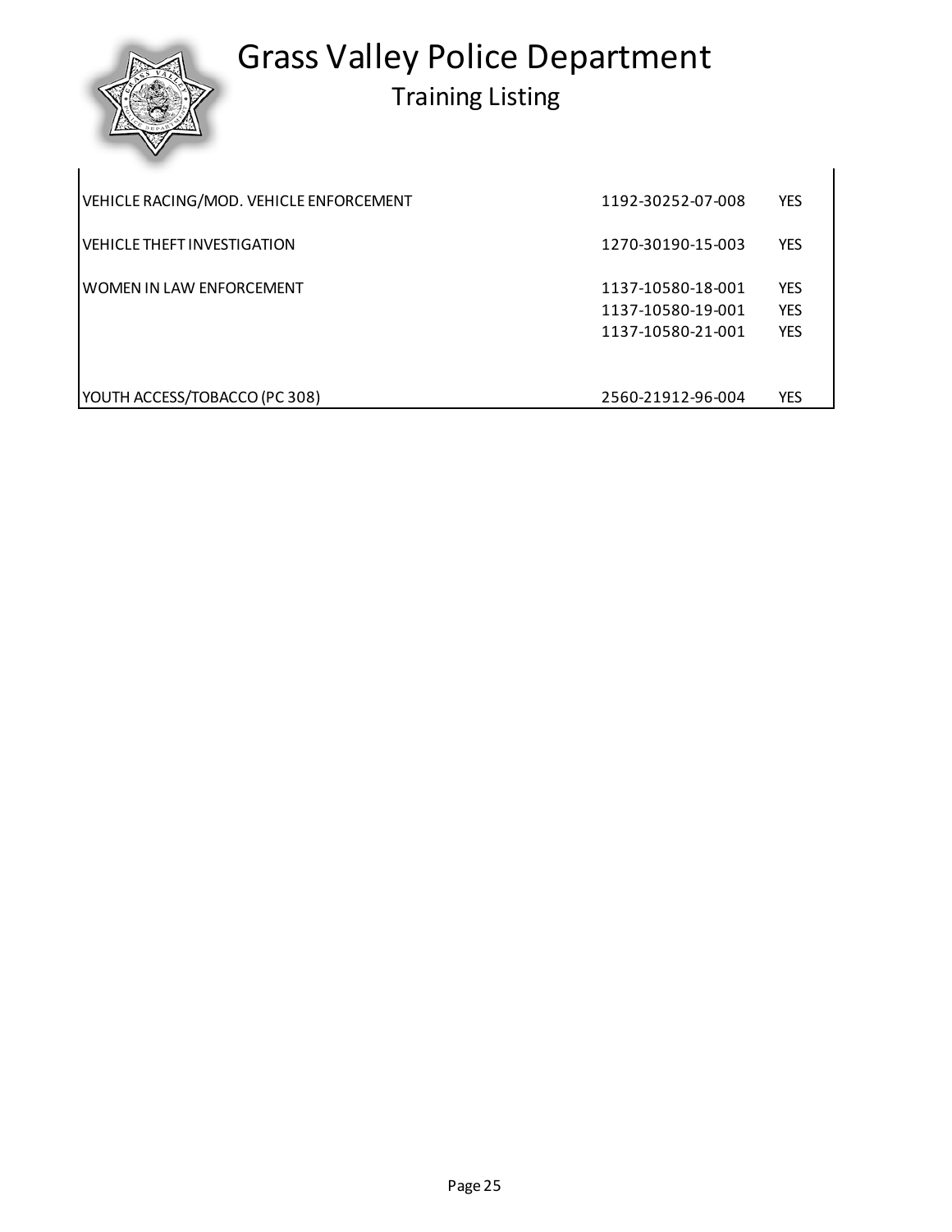# Grass Valley Police Department

## Training Listing

| | | |
|---|---|---|
| VEHICLE RACING/MOD. VEHICLE ENFORCEMENT | 1192-30252-07-008 | YES |
| VEHICLE THEFT INVESTIGATION | 1270-30190-15-003 | YES |
| WOMEN IN LAW ENFORCEMENT | 1137-10580-18-001 | YES |
| | 1137-10580-19-001 | YES |
| | 1137-10580-21-001 | YES |
| YOUTH ACCESS/TOBACCO (PC 308) | 2560-21912-96-004 | YES |